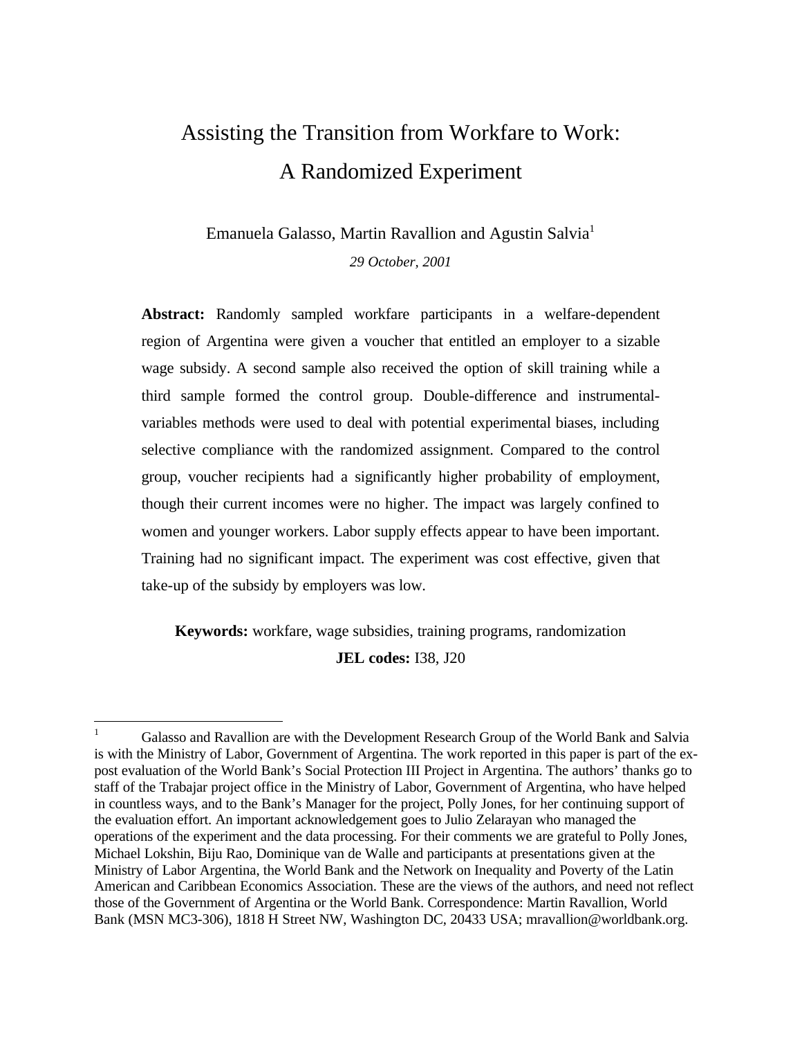# Assisting the Transition from Workfare to Work: A Randomized Experiment

Emanuela Galasso, Martin Ravallion and Agustin Salvia[1]

*29 October, 2001*

**Abstract:** Randomly sampled workfare participants in a welfare-dependent region of Argentina were given a voucher that entitled an employer to a sizable wage subsidy. A second sample also received the option of skill training while a third sample formed the control group. Double-difference and instrumental-variables methods were used to deal with potential experimental biases, including selective compliance with the randomized assignment. Compared to the control group, voucher recipients had a significantly higher probability of employment, though their current incomes were no higher. The impact was largely confined to women and younger workers. Labor supply effects appear to have been important. Training had no significant impact. The experiment was cost effective, given that take-up of the subsidy by employers was low.

**Keywords:** workfare, wage subsidies, training programs, randomization

**JEL codes:** I38, J20

---

[1] Galasso and Ravallion are with the Development Research Group of the World Bank and Salvia is with the Ministry of Labor, Government of Argentina. The work reported in this paper is part of the ex-post evaluation of the World Bank's Social Protection III Project in Argentina. The authors' thanks go to staff of the Trabajar project office in the Ministry of Labor, Government of Argentina, who have helped in countless ways, and to the Bank's Manager for the project, Polly Jones, for her continuing support of the evaluation effort. An important acknowledgement goes to Julio Zelarayan who managed the operations of the experiment and the data processing. For their comments we are grateful to Polly Jones, Michael Lokshin, Biju Rao, Dominique van de Walle and participants at presentations given at the Ministry of Labor Argentina, the World Bank and the Network on Inequality and Poverty of the Latin American and Caribbean Economics Association. These are the views of the authors, and need not reflect those of the Government of Argentina or the World Bank. Correspondence: Martin Ravallion, World Bank (MSN MC3-306), 1818 H Street NW, Washington DC, 20433 USA; mravallion@worldbank.org.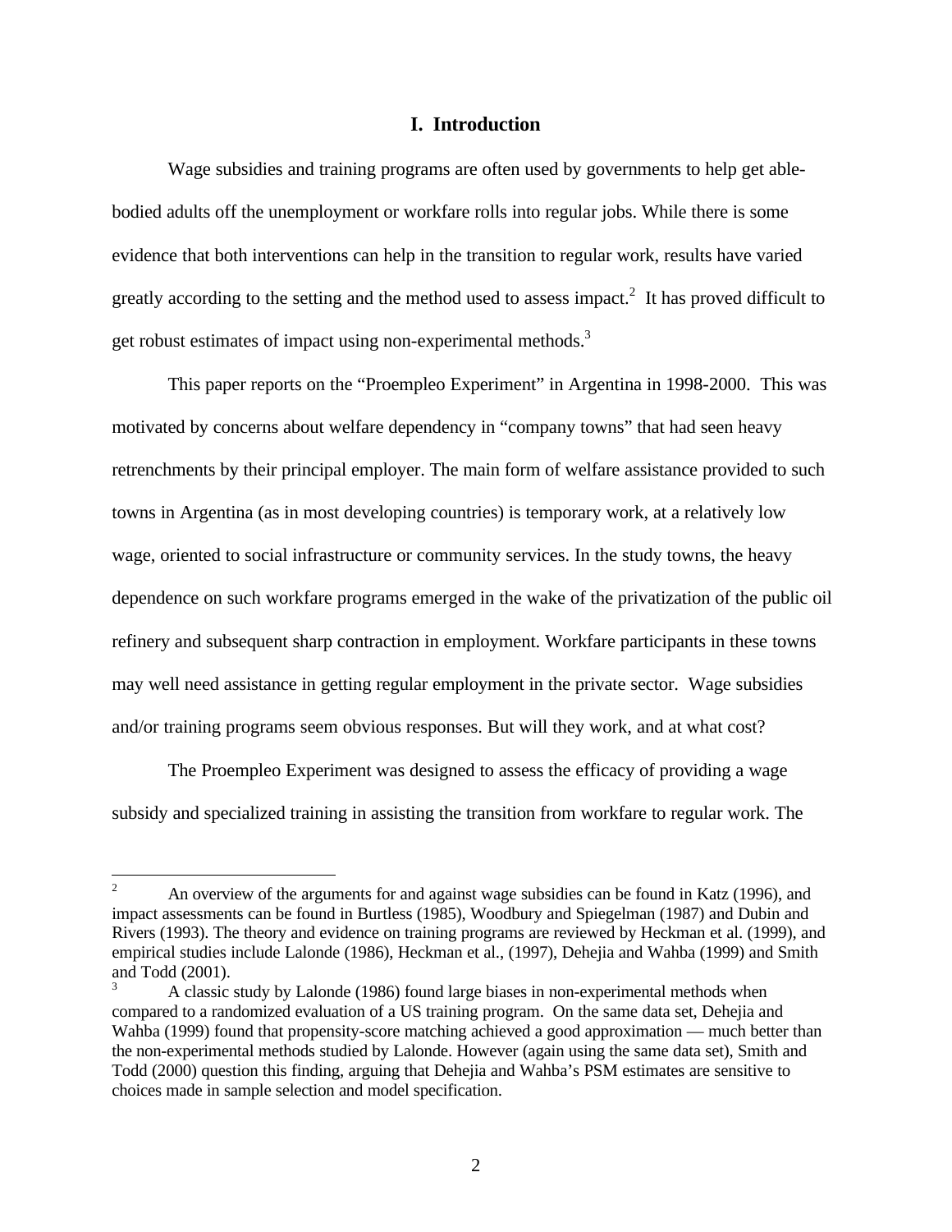# I. Introduction

Wage subsidies and training programs are often used by governments to help get able-bodied adults off the unemployment or workfare rolls into regular jobs. While there is some evidence that both interventions can help in the transition to regular work, results have varied greatly according to the setting and the method used to assess impact.[2] It has proved difficult to get robust estimates of impact using non-experimental methods.[3]

This paper reports on the "Proempleo Experiment" in Argentina in 1998-2000. This was motivated by concerns about welfare dependency in "company towns" that had seen heavy retrenchments by their principal employer. The main form of welfare assistance provided to such towns in Argentina (as in most developing countries) is temporary work, at a relatively low wage, oriented to social infrastructure or community services. In the study towns, the heavy dependence on such workfare programs emerged in the wake of the privatization of the public oil refinery and subsequent sharp contraction in employment. Workfare participants in these towns may well need assistance in getting regular employment in the private sector. Wage subsidies and/or training programs seem obvious responses. But will they work, and at what cost?

The Proempleo Experiment was designed to assess the efficacy of providing a wage subsidy and specialized training in assisting the transition from workfare to regular work. The

---

[2] An overview of the arguments for and against wage subsidies can be found in Katz (1996), and impact assessments can be found in Burtless (1985), Woodbury and Spiegelman (1987) and Dubin and Rivers (1993). The theory and evidence on training programs are reviewed by Heckman et al. (1999), and empirical studies include Lalonde (1986), Heckman et al., (1997), Dehejia and Wahba (1999) and Smith and Todd (2001).

[3] A classic study by Lalonde (1986) found large biases in non-experimental methods when compared to a randomized evaluation of a US training program. On the same data set, Dehejia and Wahba (1999) found that propensity-score matching achieved a good approximation — much better than the non-experimental methods studied by Lalonde. However (again using the same data set), Smith and Todd (2000) question this finding, arguing that Dehejia and Wahba's PSM estimates are sensitive to choices made in sample selection and model specification.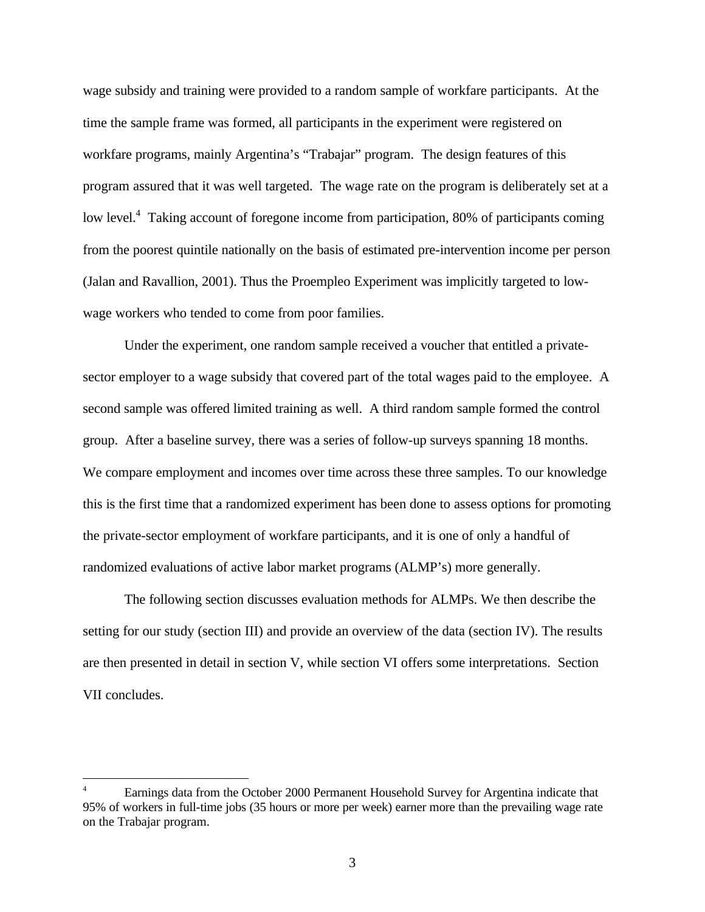wage subsidy and training were provided to a random sample of workfare participants. At the time the sample frame was formed, all participants in the experiment were registered on workfare programs, mainly Argentina's "Trabajar" program. The design features of this program assured that it was well targeted. The wage rate on the program is deliberately set at a low level.[4] Taking account of foregone income from participation, 80% of participants coming from the poorest quintile nationally on the basis of estimated pre-intervention income per person (Jalan and Ravallion, 2001). Thus the Proempleo Experiment was implicitly targeted to low-wage workers who tended to come from poor families.

Under the experiment, one random sample received a voucher that entitled a private-sector employer to a wage subsidy that covered part of the total wages paid to the employee. A second sample was offered limited training as well. A third random sample formed the control group. After a baseline survey, there was a series of follow-up surveys spanning 18 months. We compare employment and incomes over time across these three samples. To our knowledge this is the first time that a randomized experiment has been done to assess options for promoting the private-sector employment of workfare participants, and it is one of only a handful of randomized evaluations of active labor market programs (ALMP's) more generally.

The following section discusses evaluation methods for ALMPs. We then describe the setting for our study (section III) and provide an overview of the data (section IV). The results are then presented in detail in section V, while section VI offers some interpretations. Section VII concludes.

---

[4] Earnings data from the October 2000 Permanent Household Survey for Argentina indicate that 95% of workers in full-time jobs (35 hours or more per week) earner more than the prevailing wage rate on the Trabajar program.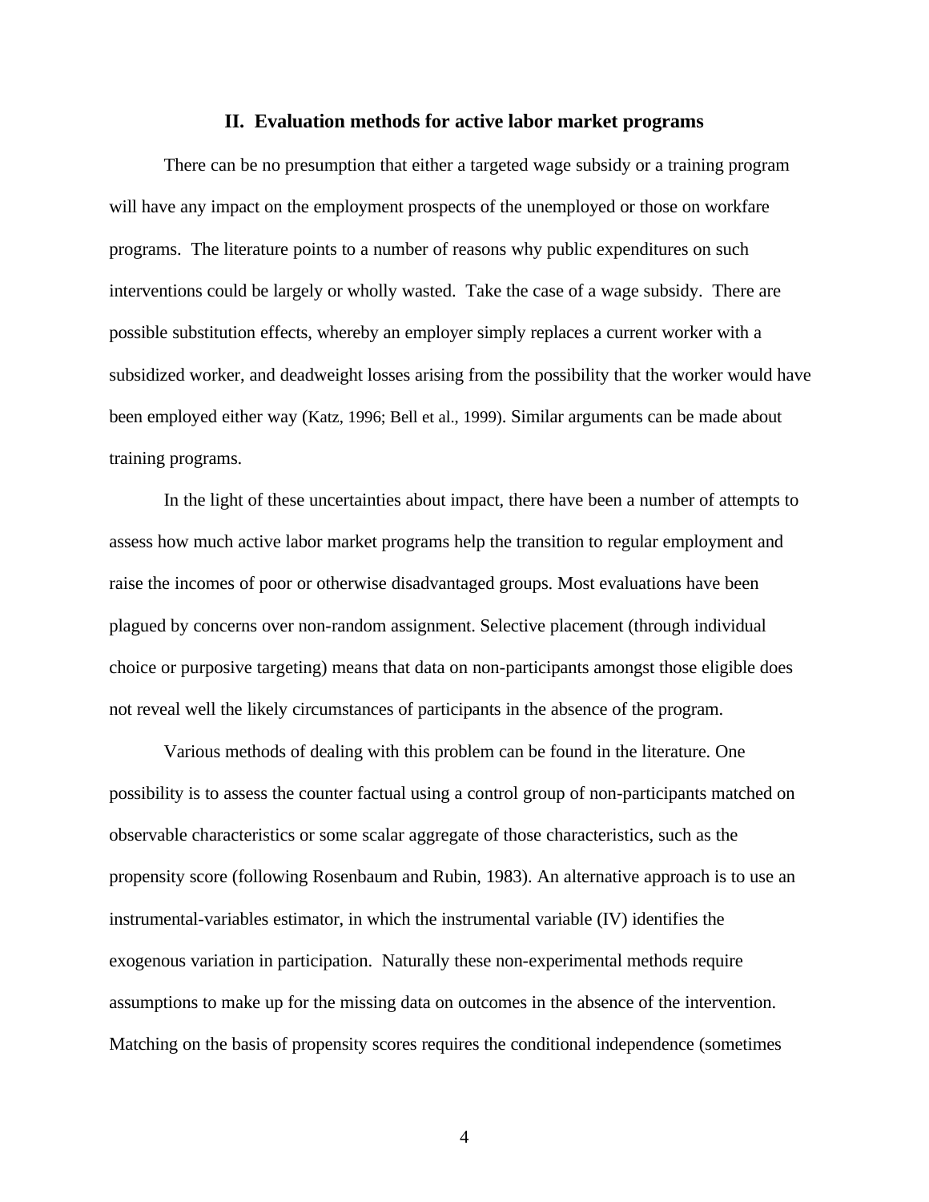## II. Evaluation methods for active labor market programs

There can be no presumption that either a targeted wage subsidy or a training program will have any impact on the employment prospects of the unemployed or those on workfare programs. The literature points to a number of reasons why public expenditures on such interventions could be largely or wholly wasted. Take the case of a wage subsidy. There are possible substitution effects, whereby an employer simply replaces a current worker with a subsidized worker, and deadweight losses arising from the possibility that the worker would have been employed either way (Katz, 1996; Bell et al., 1999). Similar arguments can be made about training programs.

In the light of these uncertainties about impact, there have been a number of attempts to assess how much active labor market programs help the transition to regular employment and raise the incomes of poor or otherwise disadvantaged groups. Most evaluations have been plagued by concerns over non-random assignment. Selective placement (through individual choice or purposive targeting) means that data on non-participants amongst those eligible does not reveal well the likely circumstances of participants in the absence of the program.

Various methods of dealing with this problem can be found in the literature. One possibility is to assess the counter factual using a control group of non-participants matched on observable characteristics or some scalar aggregate of those characteristics, such as the propensity score (following Rosenbaum and Rubin, 1983). An alternative approach is to use an instrumental-variables estimator, in which the instrumental variable (IV) identifies the exogenous variation in participation. Naturally these non-experimental methods require assumptions to make up for the missing data on outcomes in the absence of the intervention. Matching on the basis of propensity scores requires the conditional independence (sometimes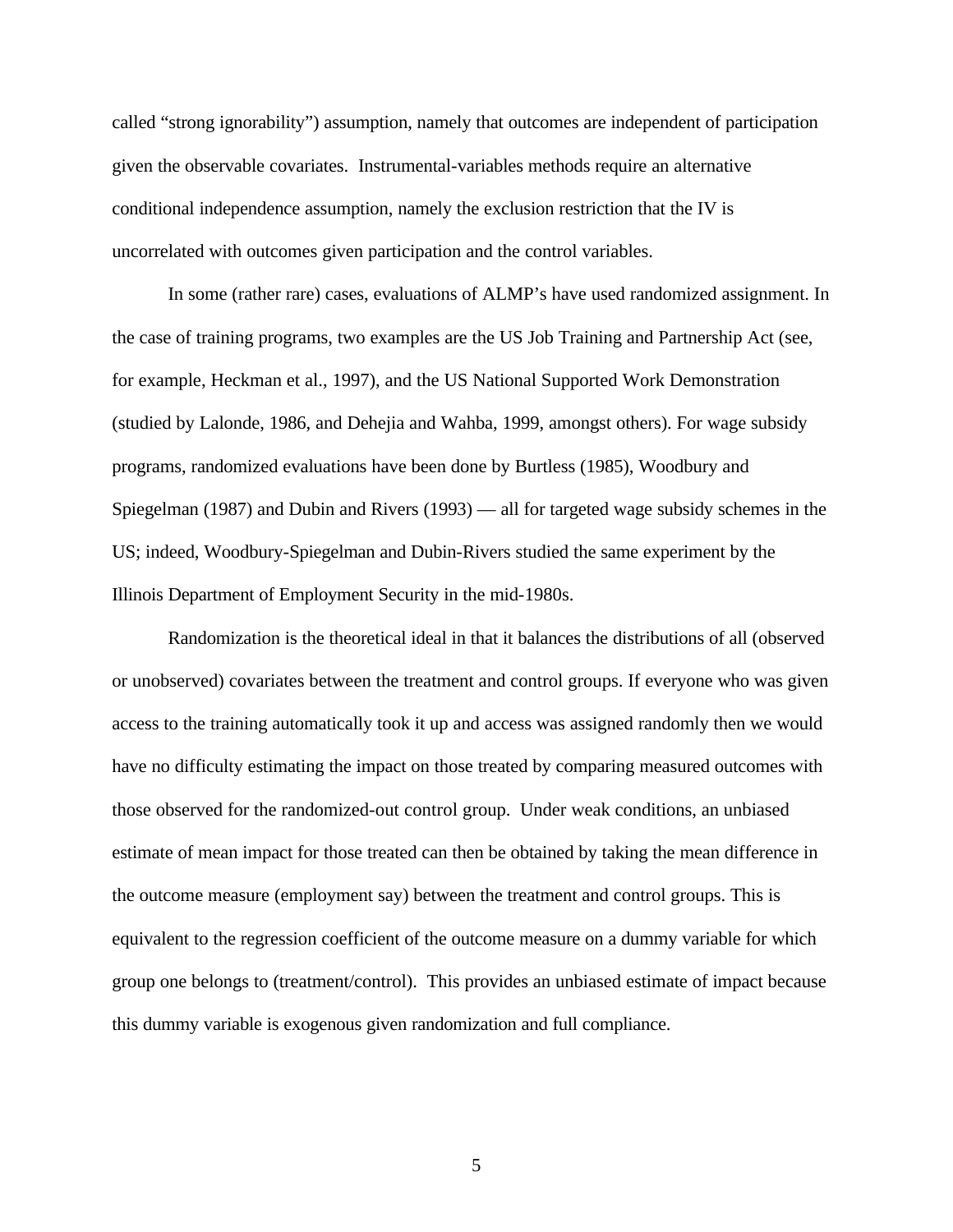called “strong ignorability”) assumption, namely that outcomes are independent of participation given the observable covariates. Instrumental-variables methods require an alternative conditional independence assumption, namely the exclusion restriction that the IV is uncorrelated with outcomes given participation and the control variables.

In some (rather rare) cases, evaluations of ALMP’s have used randomized assignment. In the case of training programs, two examples are the US Job Training and Partnership Act (see, for example, Heckman et al., 1997), and the US National Supported Work Demonstration (studied by Lalonde, 1986, and Dehejia and Wahba, 1999, amongst others). For wage subsidy programs, randomized evaluations have been done by Burtless (1985), Woodbury and Spiegelman (1987) and Dubin and Rivers (1993) — all for targeted wage subsidy schemes in the US; indeed, Woodbury-Spiegelman and Dubin-Rivers studied the same experiment by the Illinois Department of Employment Security in the mid-1980s.

Randomization is the theoretical ideal in that it balances the distributions of all (observed or unobserved) covariates between the treatment and control groups. If everyone who was given access to the training automatically took it up and access was assigned randomly then we would have no difficulty estimating the impact on those treated by comparing measured outcomes with those observed for the randomized-out control group. Under weak conditions, an unbiased estimate of mean impact for those treated can then be obtained by taking the mean difference in the outcome measure (employment say) between the treatment and control groups. This is equivalent to the regression coefficient of the outcome measure on a dummy variable for which group one belongs to (treatment/control). This provides an unbiased estimate of impact because this dummy variable is exogenous given randomization and full compliance.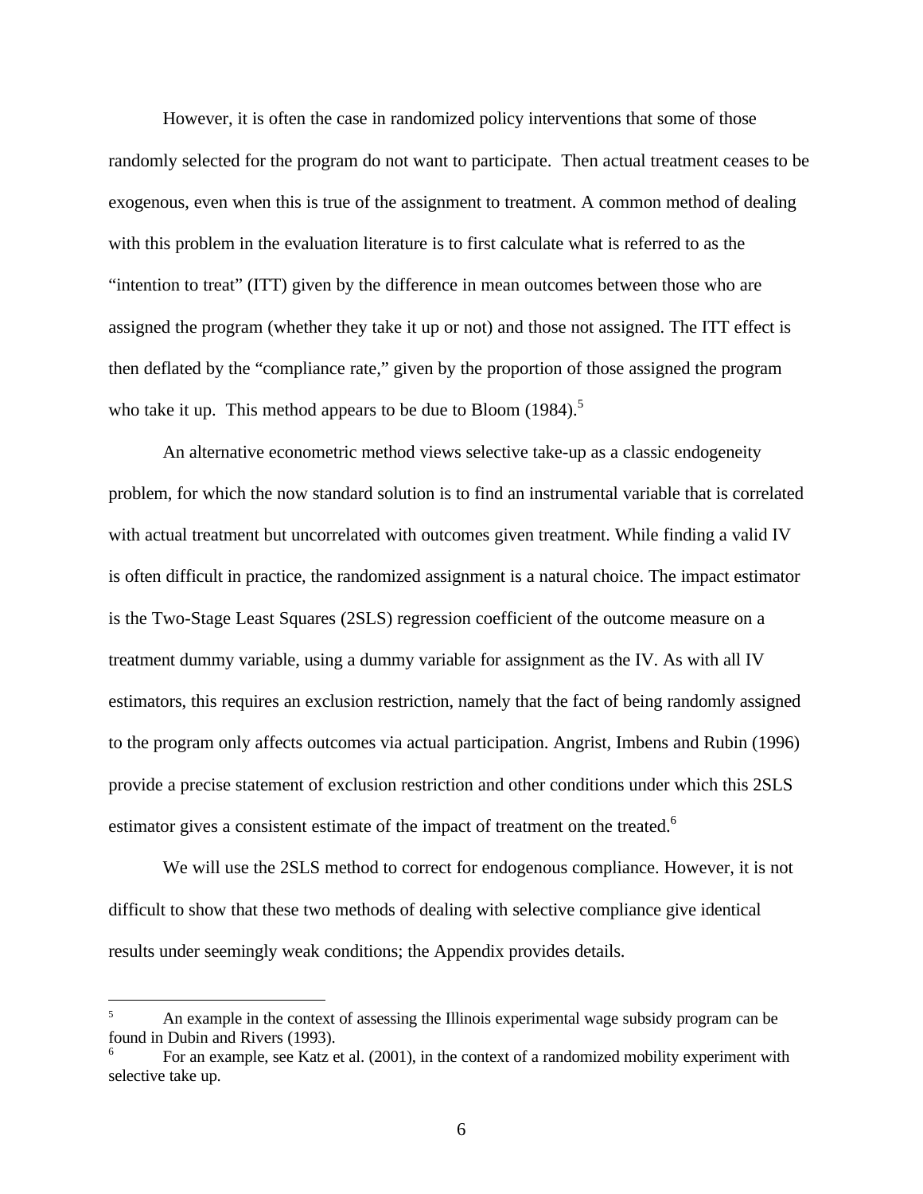However, it is often the case in randomized policy interventions that some of those randomly selected for the program do not want to participate. Then actual treatment ceases to be exogenous, even when this is true of the assignment to treatment. A common method of dealing with this problem in the evaluation literature is to first calculate what is referred to as the "intention to treat" (ITT) given by the difference in mean outcomes between those who are assigned the program (whether they take it up or not) and those not assigned. The ITT effect is then deflated by the "compliance rate," given by the proportion of those assigned the program who take it up. This method appears to be due to Bloom (1984).[5]

An alternative econometric method views selective take-up as a classic endogeneity problem, for which the now standard solution is to find an instrumental variable that is correlated with actual treatment but uncorrelated with outcomes given treatment. While finding a valid IV is often difficult in practice, the randomized assignment is a natural choice. The impact estimator is the Two-Stage Least Squares (2SLS) regression coefficient of the outcome measure on a treatment dummy variable, using a dummy variable for assignment as the IV. As with all IV estimators, this requires an exclusion restriction, namely that the fact of being randomly assigned to the program only affects outcomes via actual participation. Angrist, Imbens and Rubin (1996) provide a precise statement of exclusion restriction and other conditions under which this 2SLS estimator gives a consistent estimate of the impact of treatment on the treated.[6]

We will use the 2SLS method to correct for endogenous compliance. However, it is not difficult to show that these two methods of dealing with selective compliance give identical results under seemingly weak conditions; the Appendix provides details.

---

[5] An example in the context of assessing the Illinois experimental wage subsidy program can be found in Dubin and Rivers (1993).

[6] For an example, see Katz et al. (2001), in the context of a randomized mobility experiment with selective take up.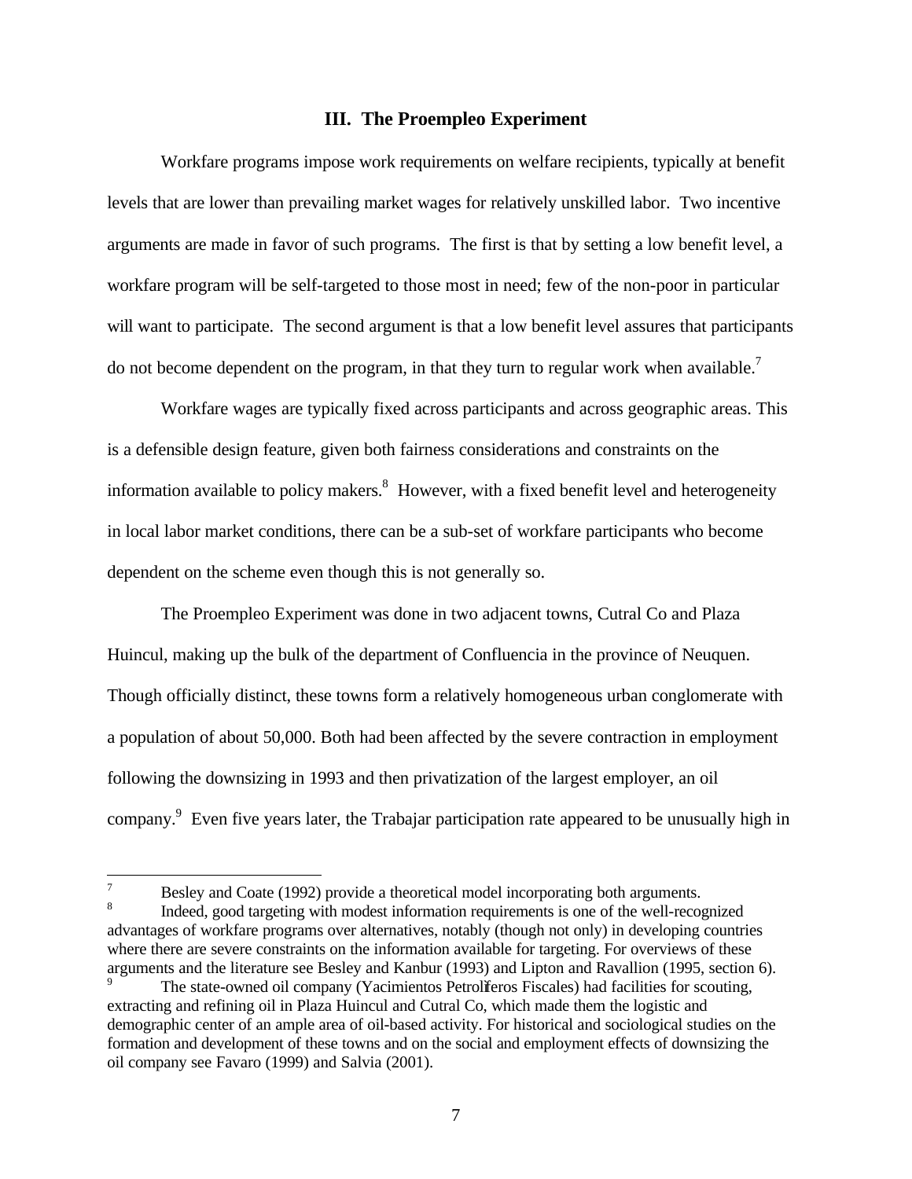### III. The Proempleo Experiment

Workfare programs impose work requirements on welfare recipients, typically at benefit levels that are lower than prevailing market wages for relatively unskilled labor. Two incentive arguments are made in favor of such programs. The first is that by setting a low benefit level, a workfare program will be self-targeted to those most in need; few of the non-poor in particular will want to participate. The second argument is that a low benefit level assures that participants do not become dependent on the program, in that they turn to regular work when available.[7]

Workfare wages are typically fixed across participants and across geographic areas. This is a defensible design feature, given both fairness considerations and constraints on the information available to policy makers.[8] However, with a fixed benefit level and heterogeneity in local labor market conditions, there can be a sub-set of workfare participants who become dependent on the scheme even though this is not generally so.

The Proempleo Experiment was done in two adjacent towns, Cutral Co and Plaza Huincul, making up the bulk of the department of Confluencia in the province of Neuquen. Though officially distinct, these towns form a relatively homogeneous urban conglomerate with a population of about 50,000. Both had been affected by the severe contraction in employment following the downsizing in 1993 and then privatization of the largest employer, an oil company.[9] Even five years later, the Trabajar participation rate appeared to be unusually high in

---

[7] Besley and Coate (1992) provide a theoretical model incorporating both arguments.

[8] Indeed, good targeting with modest information requirements is one of the well-recognized advantages of workfare programs over alternatives, notably (though not only) in developing countries where there are severe constraints on the information available for targeting. For overviews of these arguments and the literature see Besley and Kanbur (1993) and Lipton and Ravallion (1995, section 6).

[9] The state-owned oil company (Yacimientos Petrolíferos Fiscales) had facilities for scouting, extracting and refining oil in Plaza Huincul and Cutral Co, which made them the logistic and demographic center of an ample area of oil-based activity. For historical and sociological studies on the formation and development of these towns and on the social and employment effects of downsizing the oil company see Favaro (1999) and Salvia (2001).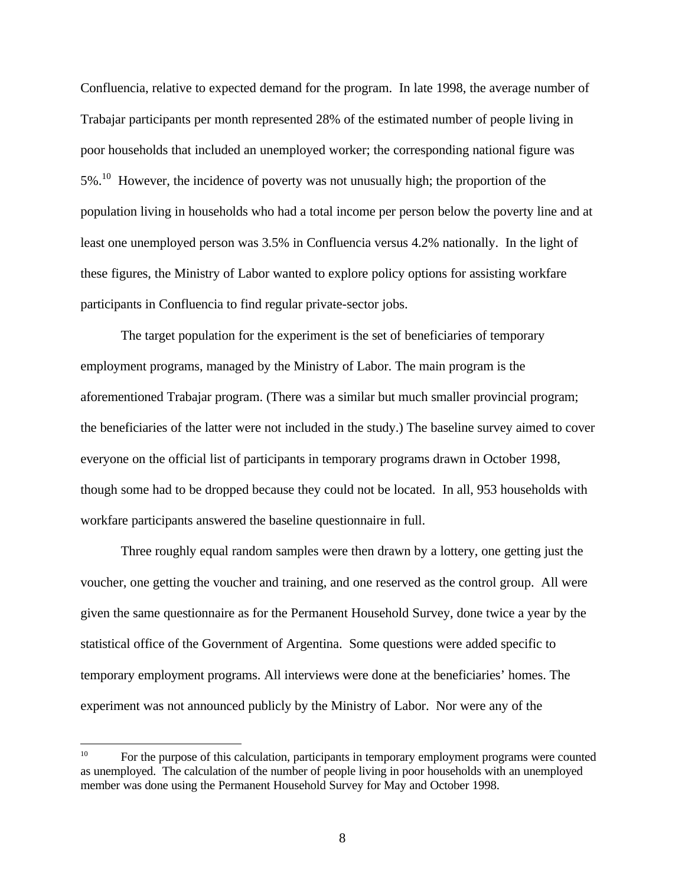Confluencia, relative to expected demand for the program. In late 1998, the average number of Trabajar participants per month represented 28% of the estimated number of people living in poor households that included an unemployed worker; the corresponding national figure was 5%.[10] However, the incidence of poverty was not unusually high; the proportion of the population living in households who had a total income per person below the poverty line and at least one unemployed person was 3.5% in Confluencia versus 4.2% nationally. In the light of these figures, the Ministry of Labor wanted to explore policy options for assisting workfare participants in Confluencia to find regular private-sector jobs.

The target population for the experiment is the set of beneficiaries of temporary employment programs, managed by the Ministry of Labor. The main program is the aforementioned Trabajar program. (There was a similar but much smaller provincial program; the beneficiaries of the latter were not included in the study.) The baseline survey aimed to cover everyone on the official list of participants in temporary programs drawn in October 1998, though some had to be dropped because they could not be located. In all, 953 households with workfare participants answered the baseline questionnaire in full.

Three roughly equal random samples were then drawn by a lottery, one getting just the voucher, one getting the voucher and training, and one reserved as the control group. All were given the same questionnaire as for the Permanent Household Survey, done twice a year by the statistical office of the Government of Argentina. Some questions were added specific to temporary employment programs. All interviews were done at the beneficiaries' homes. The experiment was not announced publicly by the Ministry of Labor. Nor were any of the

---

[10] For the purpose of this calculation, participants in temporary employment programs were counted as unemployed. The calculation of the number of people living in poor households with an unemployed member was done using the Permanent Household Survey for May and October 1998.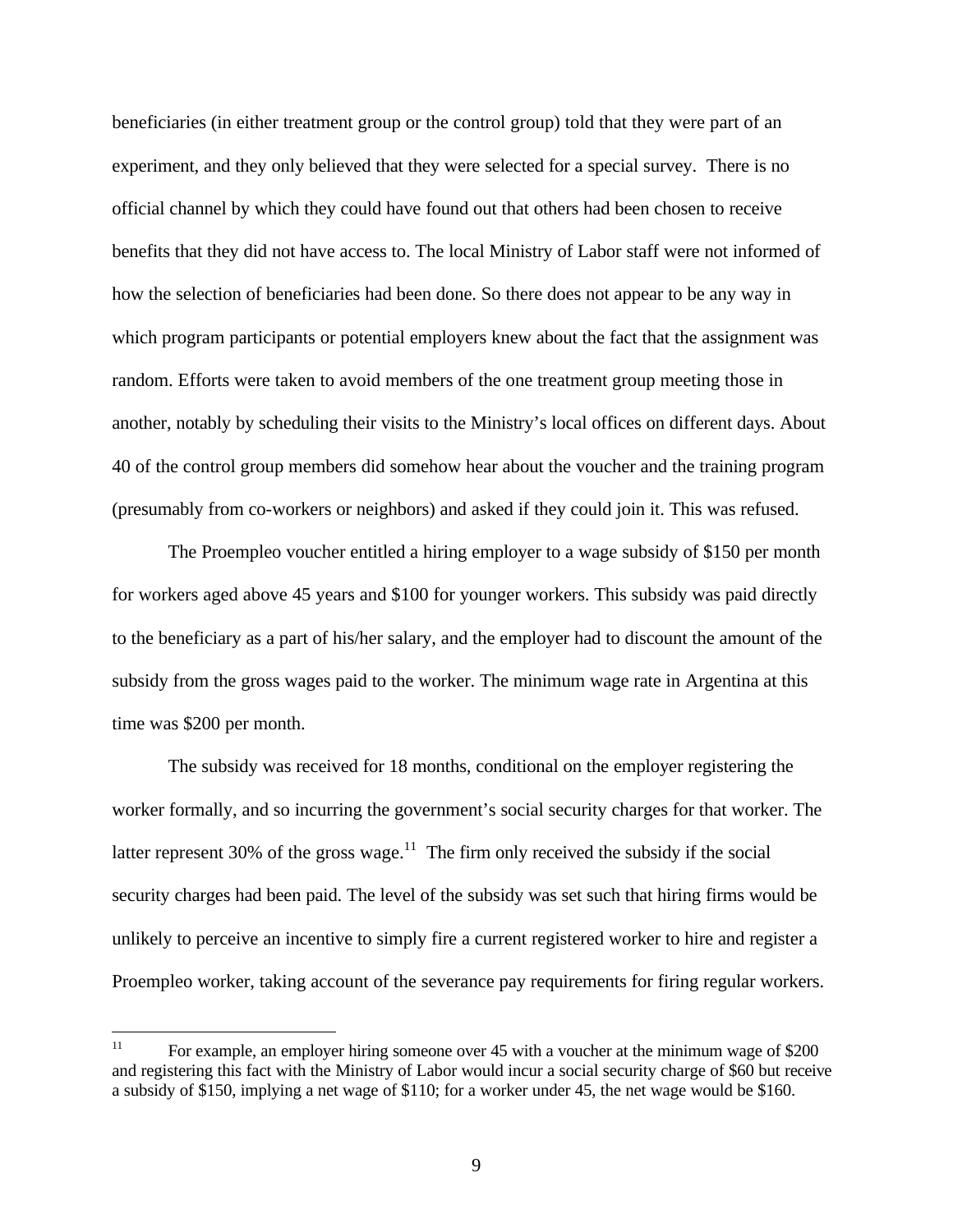beneficiaries (in either treatment group or the control group) told that they were part of an experiment, and they only believed that they were selected for a special survey. There is no official channel by which they could have found out that others had been chosen to receive benefits that they did not have access to. The local Ministry of Labor staff were not informed of how the selection of beneficiaries had been done. So there does not appear to be any way in which program participants or potential employers knew about the fact that the assignment was random. Efforts were taken to avoid members of the one treatment group meeting those in another, notably by scheduling their visits to the Ministry's local offices on different days. About 40 of the control group members did somehow hear about the voucher and the training program (presumably from co-workers or neighbors) and asked if they could join it. This was refused.

The Proempleo voucher entitled a hiring employer to a wage subsidy of $150 per month for workers aged above 45 years and $100 for younger workers. This subsidy was paid directly to the beneficiary as a part of his/her salary, and the employer had to discount the amount of the subsidy from the gross wages paid to the worker. The minimum wage rate in Argentina at this time was $200 per month.

The subsidy was received for 18 months, conditional on the employer registering the worker formally, and so incurring the government's social security charges for that worker. The latter represent 30% of the gross wage.[11] The firm only received the subsidy if the social security charges had been paid. The level of the subsidy was set such that hiring firms would be unlikely to perceive an incentive to simply fire a current registered worker to hire and register a Proempleo worker, taking account of the severance pay requirements for firing regular workers.

---

[11] For example, an employer hiring someone over 45 with a voucher at the minimum wage of $200 and registering this fact with the Ministry of Labor would incur a social security charge of $60 but receive a subsidy of $150, implying a net wage of $110; for a worker under 45, the net wage would be $160.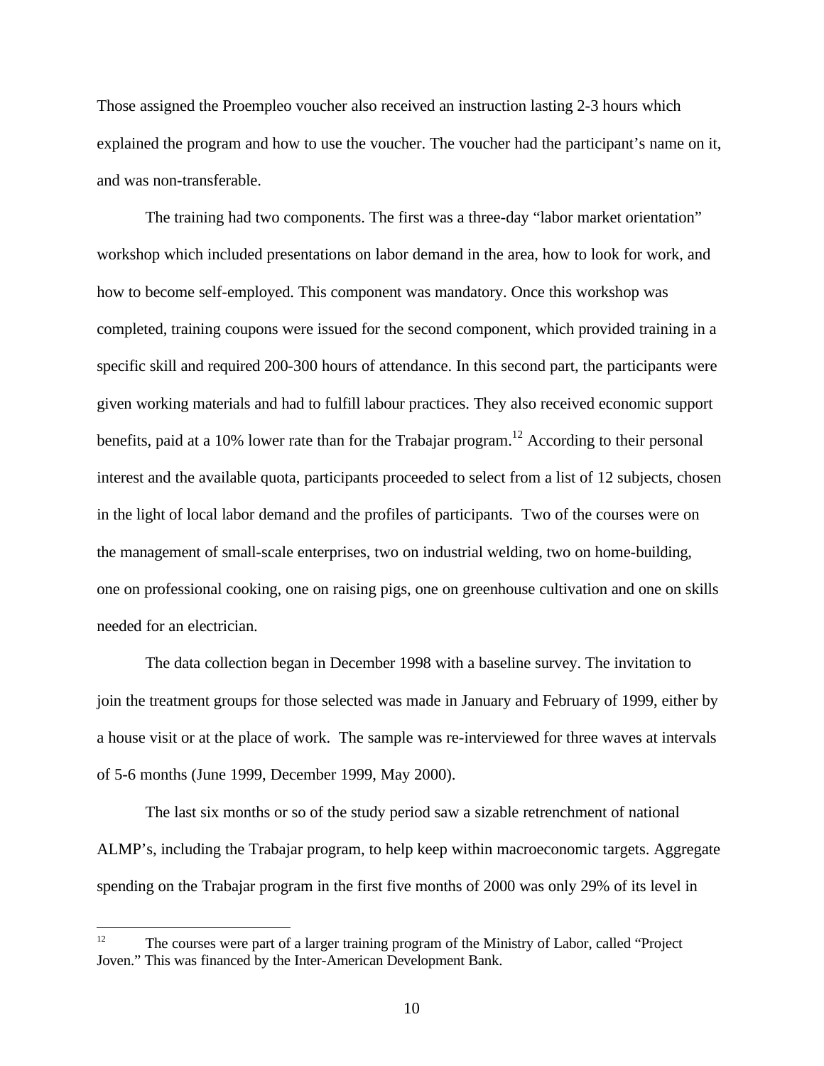Those assigned the Proempleo voucher also received an instruction lasting 2-3 hours which explained the program and how to use the voucher. The voucher had the participant's name on it, and was non-transferable.

The training had two components. The first was a three-day "labor market orientation" workshop which included presentations on labor demand in the area, how to look for work, and how to become self-employed. This component was mandatory. Once this workshop was completed, training coupons were issued for the second component, which provided training in a specific skill and required 200-300 hours of attendance. In this second part, the participants were given working materials and had to fulfill labour practices. They also received economic support benefits, paid at a 10% lower rate than for the Trabajar program.[12] According to their personal interest and the available quota, participants proceeded to select from a list of 12 subjects, chosen in the light of local labor demand and the profiles of participants. Two of the courses were on the management of small-scale enterprises, two on industrial welding, two on home-building, one on professional cooking, one on raising pigs, one on greenhouse cultivation and one on skills needed for an electrician.

The data collection began in December 1998 with a baseline survey. The invitation to join the treatment groups for those selected was made in January and February of 1999, either by a house visit or at the place of work. The sample was re-interviewed for three waves at intervals of 5-6 months (June 1999, December 1999, May 2000).

The last six months or so of the study period saw a sizable retrenchment of national ALMP's, including the Trabajar program, to help keep within macroeconomic targets. Aggregate spending on the Trabajar program in the first five months of 2000 was only 29% of its level in

[12] The courses were part of a larger training program of the Ministry of Labor, called "Project Joven." This was financed by the Inter-American Development Bank.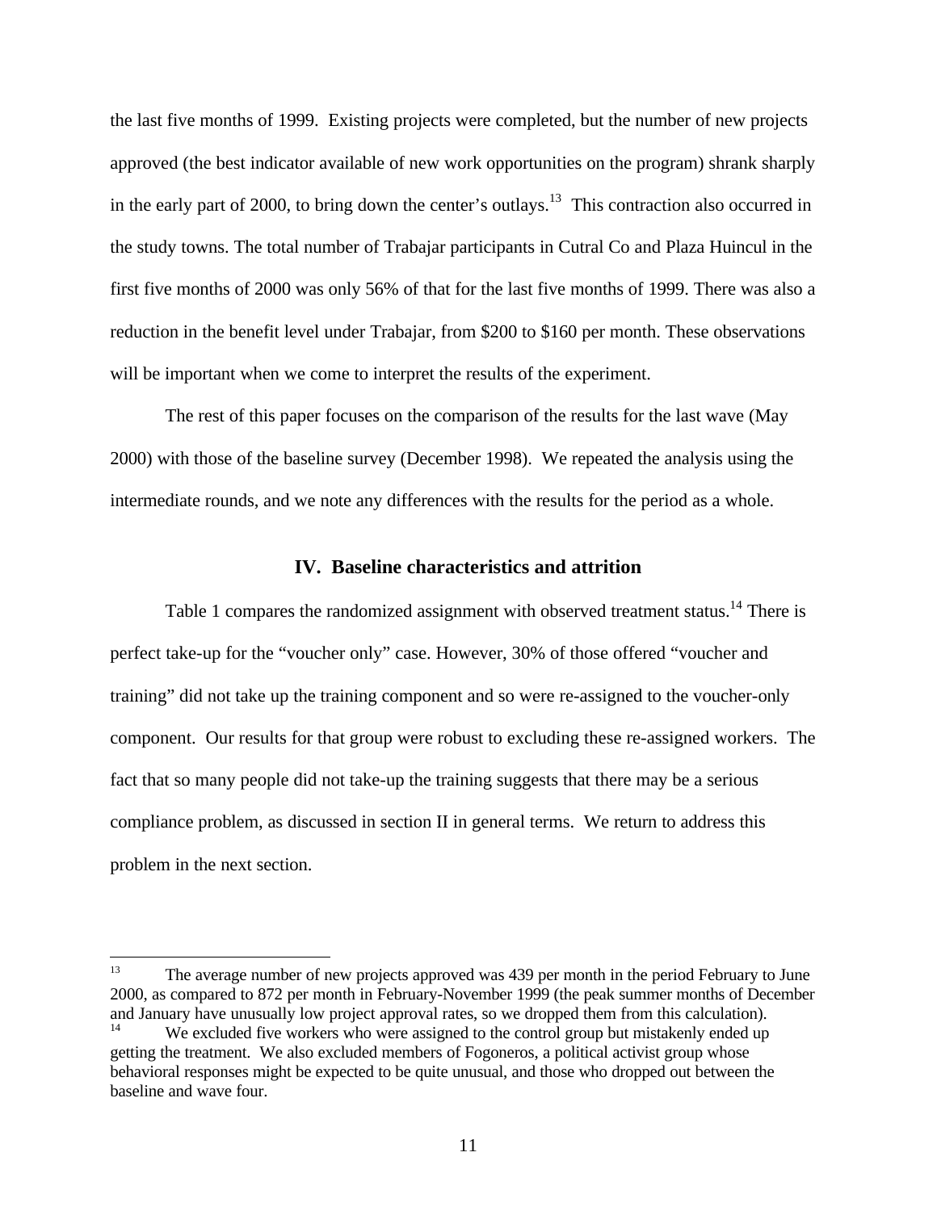the last five months of 1999. Existing projects were completed, but the number of new projects approved (the best indicator available of new work opportunities on the program) shrank sharply in the early part of 2000, to bring down the center's outlays.[13] This contraction also occurred in the study towns. The total number of Trabajar participants in Cutral Co and Plaza Huincul in the first five months of 2000 was only 56% of that for the last five months of 1999. There was also a reduction in the benefit level under Trabajar, from $200 to $160 per month. These observations will be important when we come to interpret the results of the experiment.

The rest of this paper focuses on the comparison of the results for the last wave (May 2000) with those of the baseline survey (December 1998). We repeated the analysis using the intermediate rounds, and we note any differences with the results for the period as a whole.

## IV. Baseline characteristics and attrition

Table 1 compares the randomized assignment with observed treatment status.[14] There is perfect take-up for the "voucher only" case. However, 30% of those offered "voucher and training" did not take up the training component and so were re-assigned to the voucher-only component. Our results for that group were robust to excluding these re-assigned workers. The fact that so many people did not take-up the training suggests that there may be a serious compliance problem, as discussed in section II in general terms. We return to address this problem in the next section.

---

[13] The average number of new projects approved was 439 per month in the period February to June 2000, as compared to 872 per month in February-November 1999 (the peak summer months of December and January have unusually low project approval rates, so we dropped them from this calculation).

[14] We excluded five workers who were assigned to the control group but mistakenly ended up getting the treatment. We also excluded members of Fogoneros, a political activist group whose behavioral responses might be expected to be quite unusual, and those who dropped out between the baseline and wave four.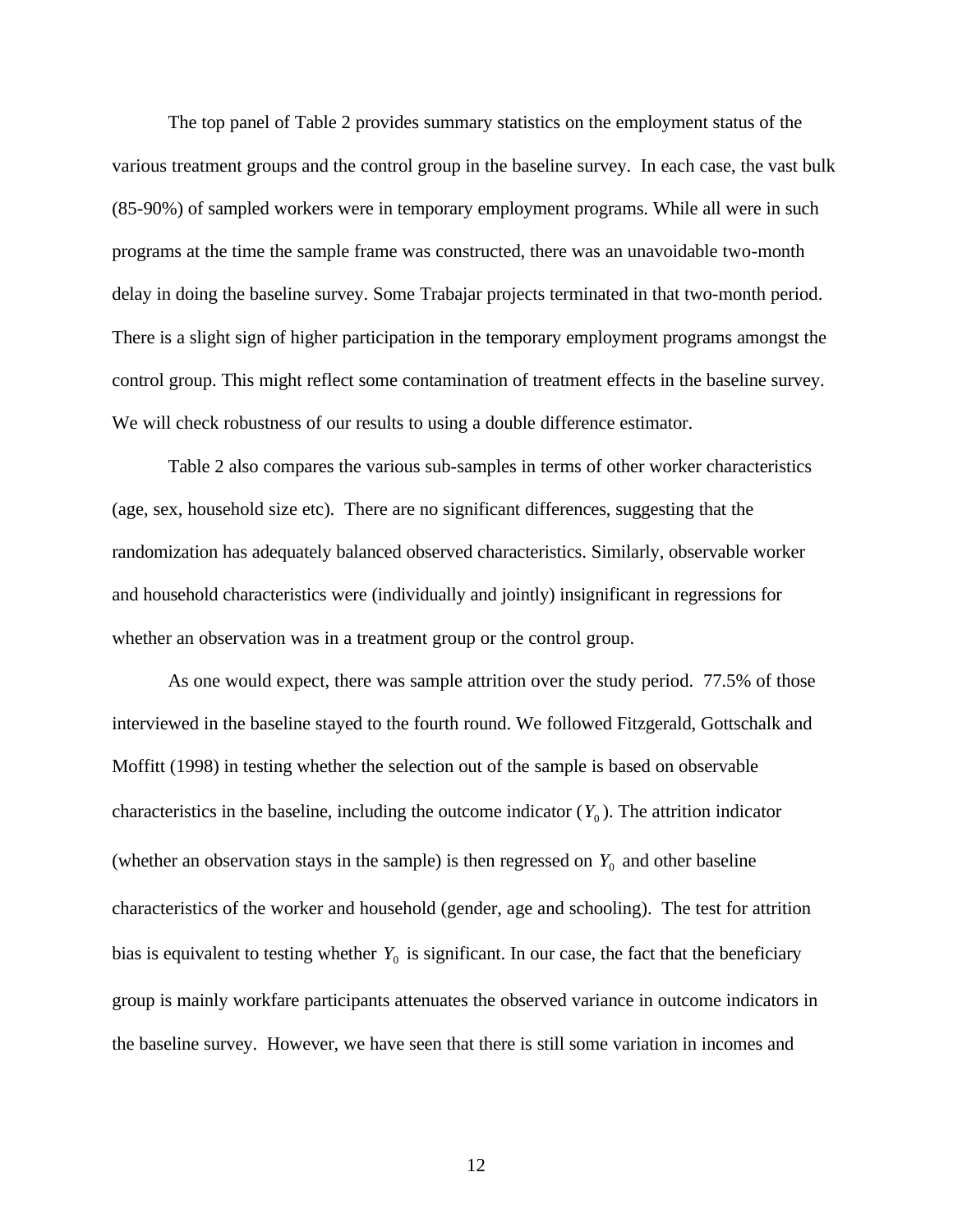The top panel of Table 2 provides summary statistics on the employment status of the various treatment groups and the control group in the baseline survey. In each case, the vast bulk (85-90%) of sampled workers were in temporary employment programs. While all were in such programs at the time the sample frame was constructed, there was an unavoidable two-month delay in doing the baseline survey. Some Trabajar projects terminated in that two-month period. There is a slight sign of higher participation in the temporary employment programs amongst the control group. This might reflect some contamination of treatment effects in the baseline survey. We will check robustness of our results to using a double difference estimator.

Table 2 also compares the various sub-samples in terms of other worker characteristics (age, sex, household size etc). There are no significant differences, suggesting that the randomization has adequately balanced observed characteristics. Similarly, observable worker and household characteristics were (individually and jointly) insignificant in regressions for whether an observation was in a treatment group or the control group.

As one would expect, there was sample attrition over the study period. 77.5% of those interviewed in the baseline stayed to the fourth round. We followed Fitzgerald, Gottschalk and Moffitt (1998) in testing whether the selection out of the sample is based on observable characteristics in the baseline, including the outcome indicator ($Y_0$). The attrition indicator (whether an observation stays in the sample) is then regressed on $Y_0$ and other baseline characteristics of the worker and household (gender, age and schooling). The test for attrition bias is equivalent to testing whether $Y_0$ is significant. In our case, the fact that the beneficiary group is mainly workfare participants attenuates the observed variance in outcome indicators in the baseline survey. However, we have seen that there is still some variation in incomes and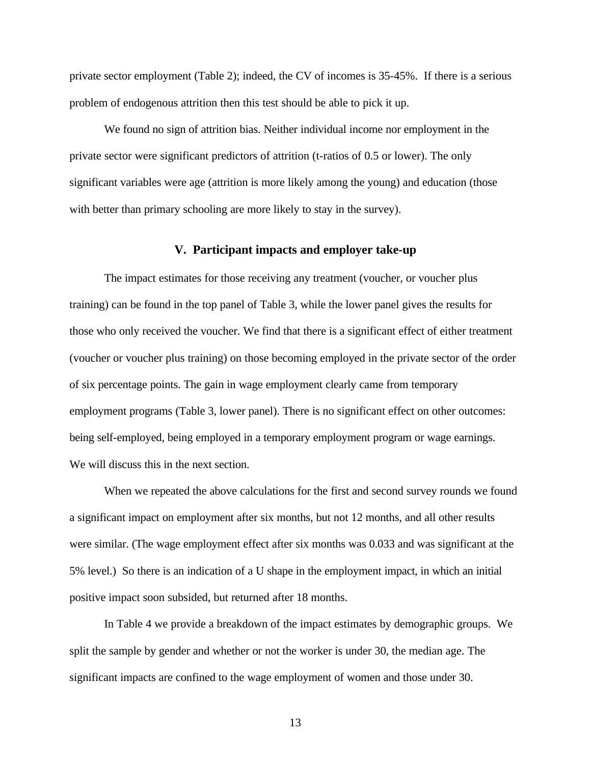private sector employment (Table 2); indeed, the CV of incomes is 35-45%. If there is a serious problem of endogenous attrition then this test should be able to pick it up.

We found no sign of attrition bias. Neither individual income nor employment in the private sector were significant predictors of attrition (t-ratios of 0.5 or lower). The only significant variables were age (attrition is more likely among the young) and education (those with better than primary schooling are more likely to stay in the survey).

## V. Participant impacts and employer take-up

The impact estimates for those receiving any treatment (voucher, or voucher plus training) can be found in the top panel of Table 3, while the lower panel gives the results for those who only received the voucher. We find that there is a significant effect of either treatment (voucher or voucher plus training) on those becoming employed in the private sector of the order of six percentage points. The gain in wage employment clearly came from temporary employment programs (Table 3, lower panel). There is no significant effect on other outcomes: being self-employed, being employed in a temporary employment program or wage earnings. We will discuss this in the next section.

When we repeated the above calculations for the first and second survey rounds we found a significant impact on employment after six months, but not 12 months, and all other results were similar. (The wage employment effect after six months was 0.033 and was significant at the 5% level.) So there is an indication of a U shape in the employment impact, in which an initial positive impact soon subsided, but returned after 18 months.

In Table 4 we provide a breakdown of the impact estimates by demographic groups. We split the sample by gender and whether or not the worker is under 30, the median age. The significant impacts are confined to the wage employment of women and those under 30.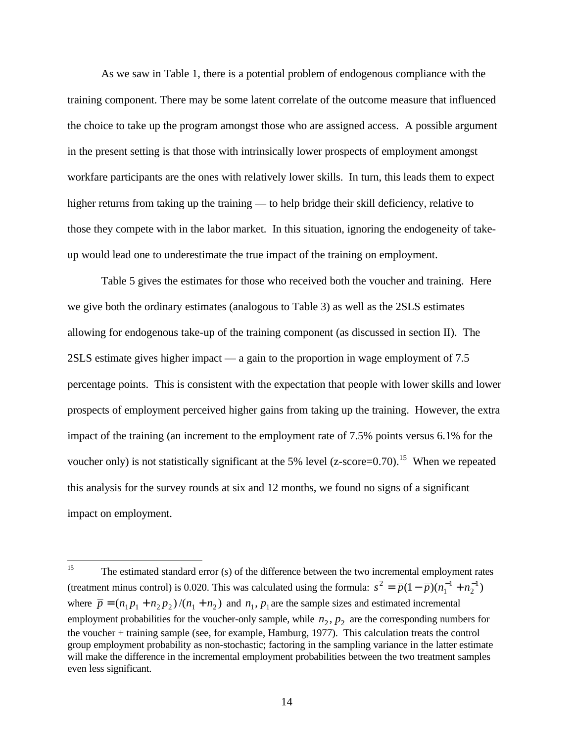As we saw in Table 1, there is a potential problem of endogenous compliance with the training component. There may be some latent correlate of the outcome measure that influenced the choice to take up the program amongst those who are assigned access. A possible argument in the present setting is that those with intrinsically lower prospects of employment amongst workfare participants are the ones with relatively lower skills. In turn, this leads them to expect higher returns from taking up the training — to help bridge their skill deficiency, relative to those they compete with in the labor market. In this situation, ignoring the endogeneity of take-up would lead one to underestimate the true impact of the training on employment.

Table 5 gives the estimates for those who received both the voucher and training. Here we give both the ordinary estimates (analogous to Table 3) as well as the 2SLS estimates allowing for endogenous take-up of the training component (as discussed in section II). The 2SLS estimate gives higher impact — a gain to the proportion in wage employment of 7.5 percentage points. This is consistent with the expectation that people with lower skills and lower prospects of employment perceived higher gains from taking up the training. However, the extra impact of the training (an increment to the employment rate of 7.5% points versus 6.1% for the voucher only) is not statistically significant at the 5% level (z-score=0.70).[15] When we repeated this analysis for the survey rounds at six and 12 months, we found no signs of a significant impact on employment.

---

[15] The estimated standard error ($s$) of the difference between the two incremental employment rates (treatment minus control) is 0.020. This was calculated using the formula: $s^2 = \bar{p}(1-\bar{p})(n_1^{-1} + n_2^{-1})$ where $\bar{p} = (n_1 p_1 + n_2 p_2)/(n_1 + n_2)$ and $n_1, p_1$ are the sample sizes and estimated incremental employment probabilities for the voucher-only sample, while $n_2, p_2$ are the corresponding numbers for the voucher + training sample (see, for example, Hamburg, 1977). This calculation treats the control group employment probability as non-stochastic; factoring in the sampling variance in the latter estimate will make the difference in the incremental employment probabilities between the two treatment samples even less significant.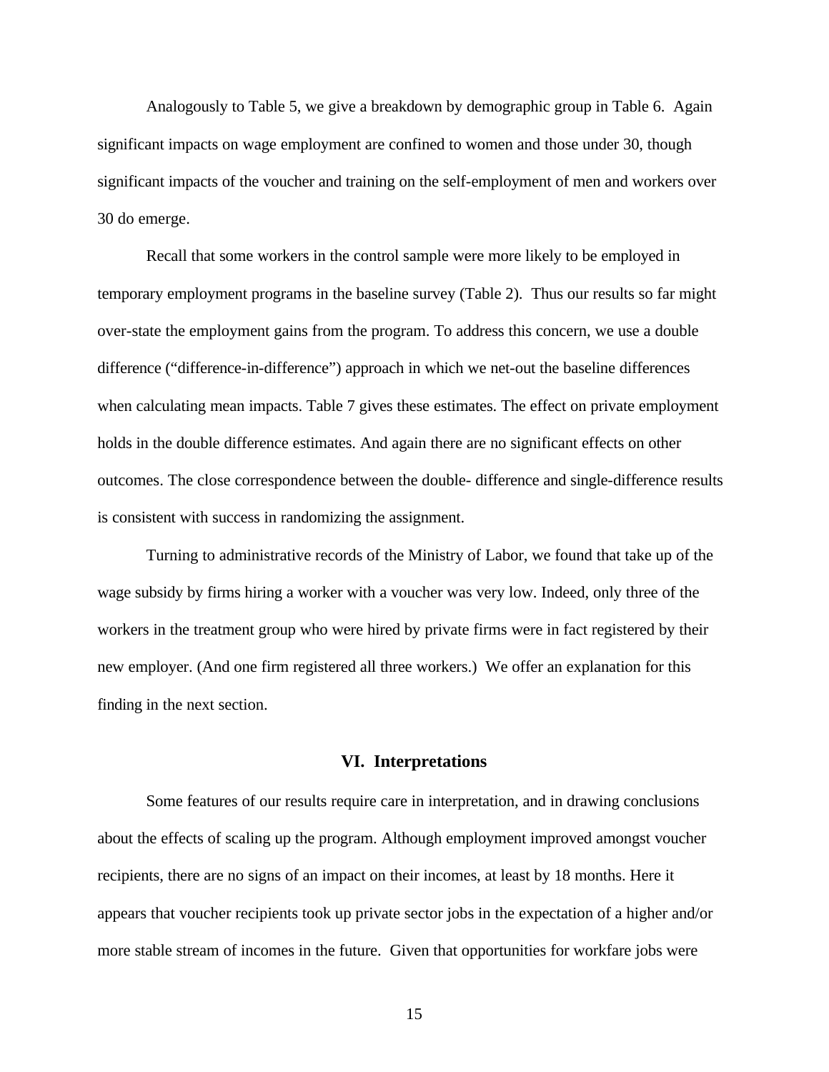Analogously to Table 5, we give a breakdown by demographic group in Table 6. Again significant impacts on wage employment are confined to women and those under 30, though significant impacts of the voucher and training on the self-employment of men and workers over 30 do emerge.

Recall that some workers in the control sample were more likely to be employed in temporary employment programs in the baseline survey (Table 2). Thus our results so far might over-state the employment gains from the program. To address this concern, we use a double difference ("difference-in-difference") approach in which we net-out the baseline differences when calculating mean impacts. Table 7 gives these estimates. The effect on private employment holds in the double difference estimates. And again there are no significant effects on other outcomes. The close correspondence between the double- difference and single-difference results is consistent with success in randomizing the assignment.

Turning to administrative records of the Ministry of Labor, we found that take up of the wage subsidy by firms hiring a worker with a voucher was very low. Indeed, only three of the workers in the treatment group who were hired by private firms were in fact registered by their new employer. (And one firm registered all three workers.) We offer an explanation for this finding in the next section.

## VI. Interpretations

Some features of our results require care in interpretation, and in drawing conclusions about the effects of scaling up the program. Although employment improved amongst voucher recipients, there are no signs of an impact on their incomes, at least by 18 months. Here it appears that voucher recipients took up private sector jobs in the expectation of a higher and/or more stable stream of incomes in the future. Given that opportunities for workfare jobs were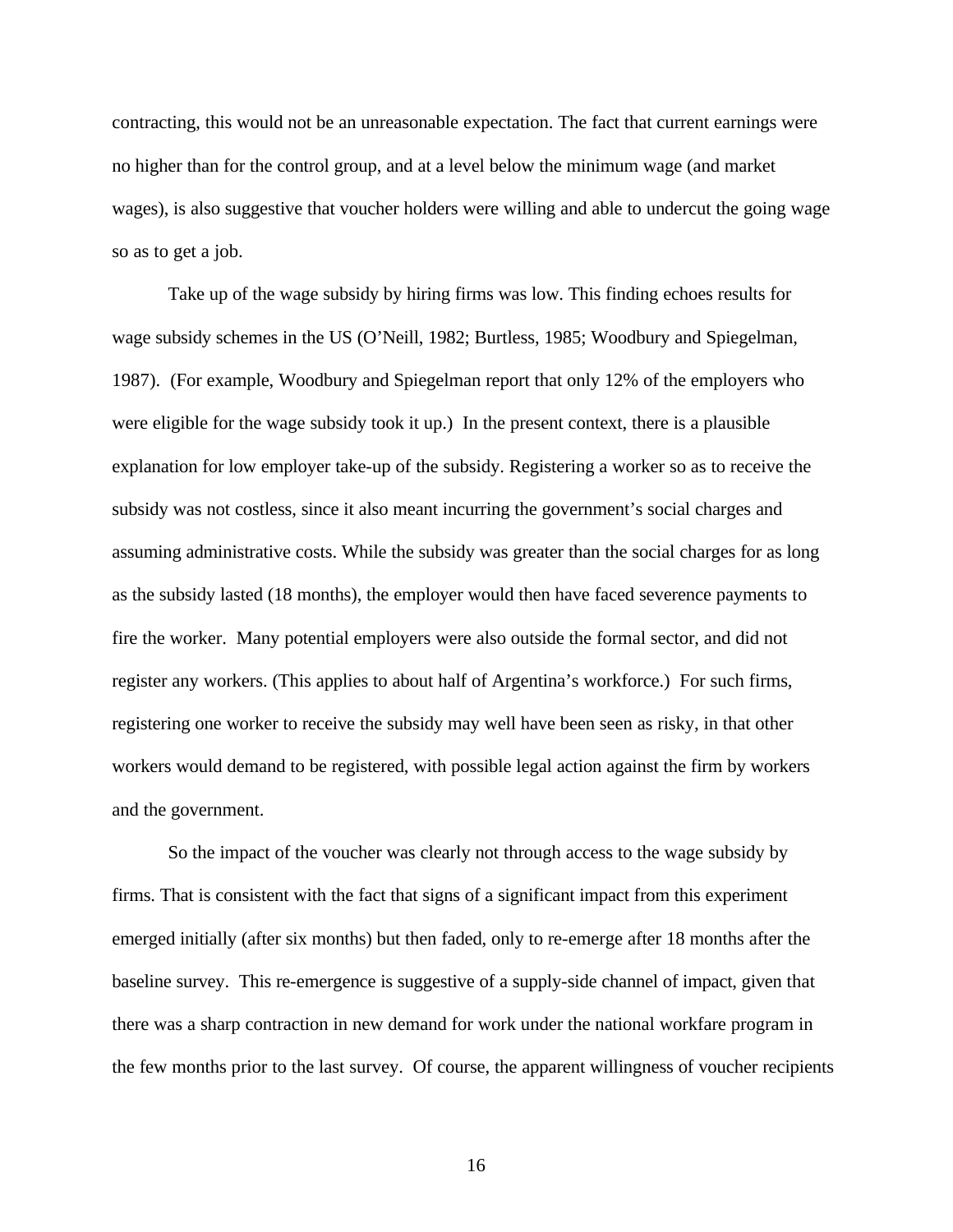contracting, this would not be an unreasonable expectation. The fact that current earnings were no higher than for the control group, and at a level below the minimum wage (and market wages), is also suggestive that voucher holders were willing and able to undercut the going wage so as to get a job.

Take up of the wage subsidy by hiring firms was low. This finding echoes results for wage subsidy schemes in the US (O'Neill, 1982; Burtless, 1985; Woodbury and Spiegelman, 1987). (For example, Woodbury and Spiegelman report that only 12% of the employers who were eligible for the wage subsidy took it up.) In the present context, there is a plausible explanation for low employer take-up of the subsidy. Registering a worker so as to receive the subsidy was not costless, since it also meant incurring the government's social charges and assuming administrative costs. While the subsidy was greater than the social charges for as long as the subsidy lasted (18 months), the employer would then have faced severence payments to fire the worker. Many potential employers were also outside the formal sector, and did not register any workers. (This applies to about half of Argentina's workforce.) For such firms, registering one worker to receive the subsidy may well have been seen as risky, in that other workers would demand to be registered, with possible legal action against the firm by workers and the government.

So the impact of the voucher was clearly not through access to the wage subsidy by firms. That is consistent with the fact that signs of a significant impact from this experiment emerged initially (after six months) but then faded, only to re-emerge after 18 months after the baseline survey. This re-emergence is suggestive of a supply-side channel of impact, given that there was a sharp contraction in new demand for work under the national workfare program in the few months prior to the last survey. Of course, the apparent willingness of voucher recipients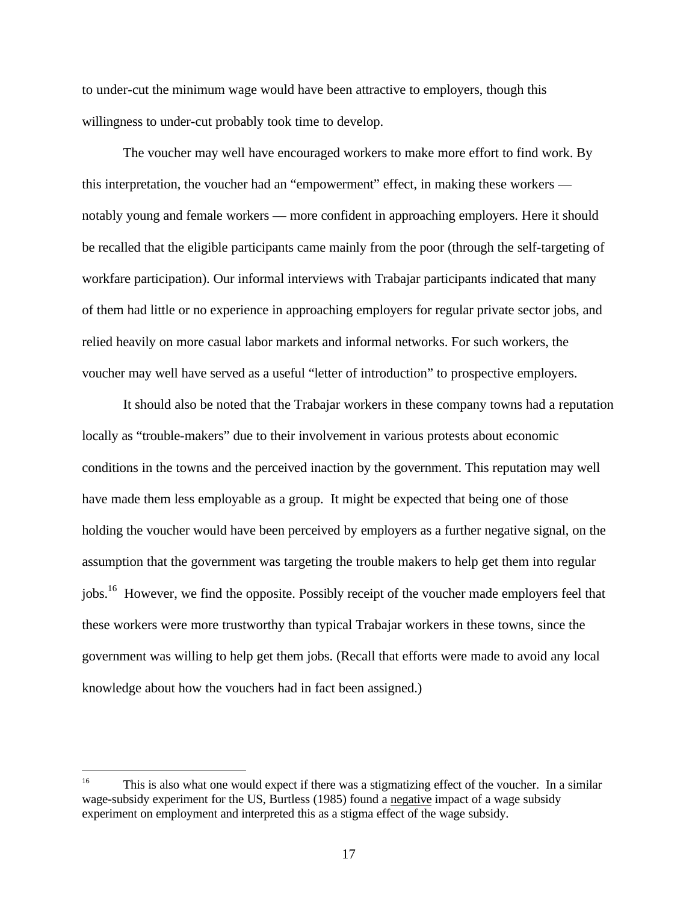to under-cut the minimum wage would have been attractive to employers, though this willingness to under-cut probably took time to develop.

The voucher may well have encouraged workers to make more effort to find work. By this interpretation, the voucher had an "empowerment" effect, in making these workers — notably young and female workers — more confident in approaching employers. Here it should be recalled that the eligible participants came mainly from the poor (through the self-targeting of workfare participation). Our informal interviews with Trabajar participants indicated that many of them had little or no experience in approaching employers for regular private sector jobs, and relied heavily on more casual labor markets and informal networks. For such workers, the voucher may well have served as a useful "letter of introduction" to prospective employers.

It should also be noted that the Trabajar workers in these company towns had a reputation locally as "trouble-makers" due to their involvement in various protests about economic conditions in the towns and the perceived inaction by the government. This reputation may well have made them less employable as a group. It might be expected that being one of those holding the voucher would have been perceived by employers as a further negative signal, on the assumption that the government was targeting the trouble makers to help get them into regular jobs.[16] However, we find the opposite. Possibly receipt of the voucher made employers feel that these workers were more trustworthy than typical Trabajar workers in these towns, since the government was willing to help get them jobs. (Recall that efforts were made to avoid any local knowledge about how the vouchers had in fact been assigned.)

---

[16] This is also what one would expect if there was a stigmatizing effect of the voucher. In a similar wage-subsidy experiment for the US, Burtless (1985) found a <u>negative</u> impact of a wage subsidy experiment on employment and interpreted this as a stigma effect of the wage subsidy.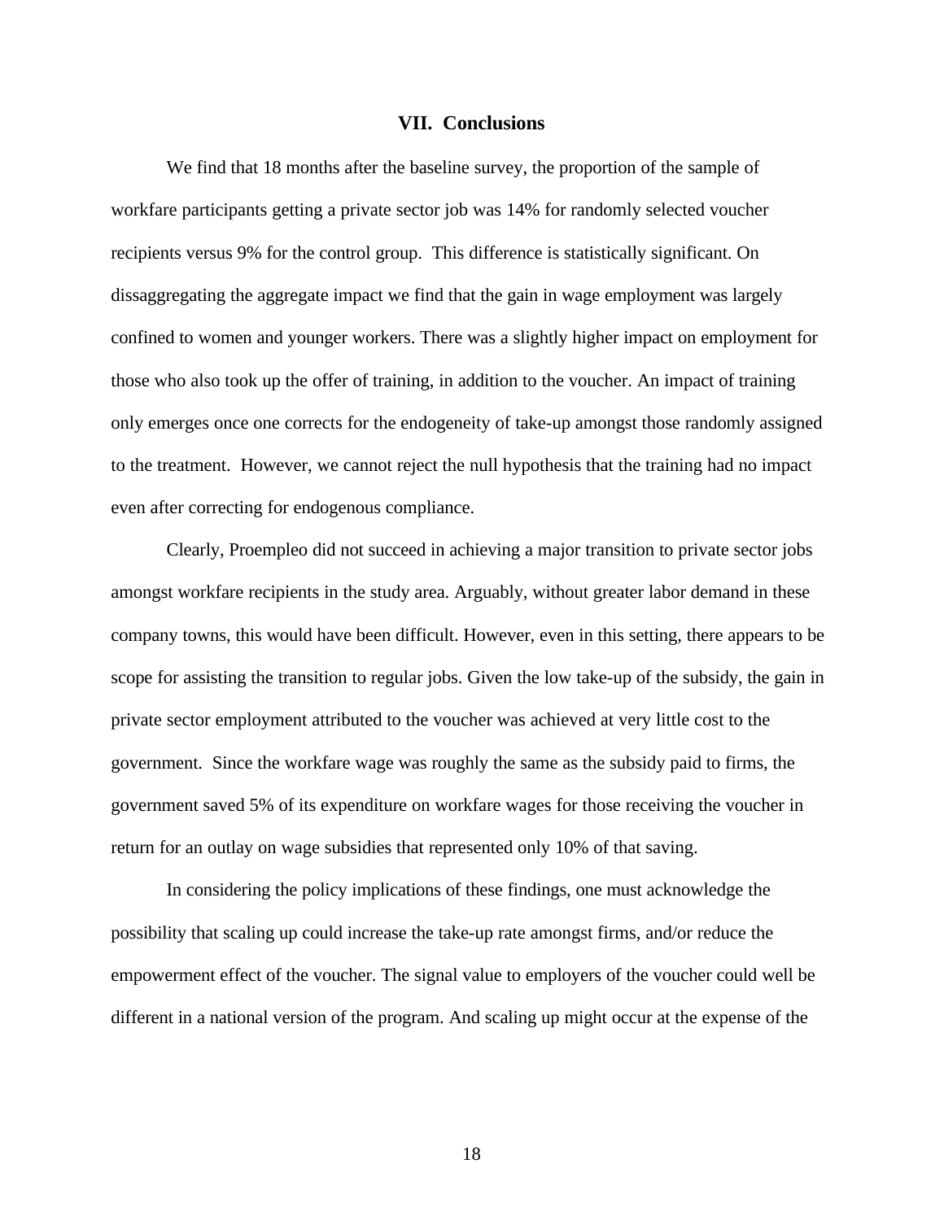## VII. Conclusions

We find that 18 months after the baseline survey, the proportion of the sample of workfare participants getting a private sector job was 14% for randomly selected voucher recipients versus 9% for the control group. This difference is statistically significant. On dissaggregating the aggregate impact we find that the gain in wage employment was largely confined to women and younger workers. There was a slightly higher impact on employment for those who also took up the offer of training, in addition to the voucher. An impact of training only emerges once one corrects for the endogeneity of take-up amongst those randomly assigned to the treatment. However, we cannot reject the null hypothesis that the training had no impact even after correcting for endogenous compliance.

Clearly, Proempleo did not succeed in achieving a major transition to private sector jobs amongst workfare recipients in the study area. Arguably, without greater labor demand in these company towns, this would have been difficult. However, even in this setting, there appears to be scope for assisting the transition to regular jobs. Given the low take-up of the subsidy, the gain in private sector employment attributed to the voucher was achieved at very little cost to the government. Since the workfare wage was roughly the same as the subsidy paid to firms, the government saved 5% of its expenditure on workfare wages for those receiving the voucher in return for an outlay on wage subsidies that represented only 10% of that saving.

In considering the policy implications of these findings, one must acknowledge the possibility that scaling up could increase the take-up rate amongst firms, and/or reduce the empowerment effect of the voucher. The signal value to employers of the voucher could well be different in a national version of the program. And scaling up might occur at the expense of the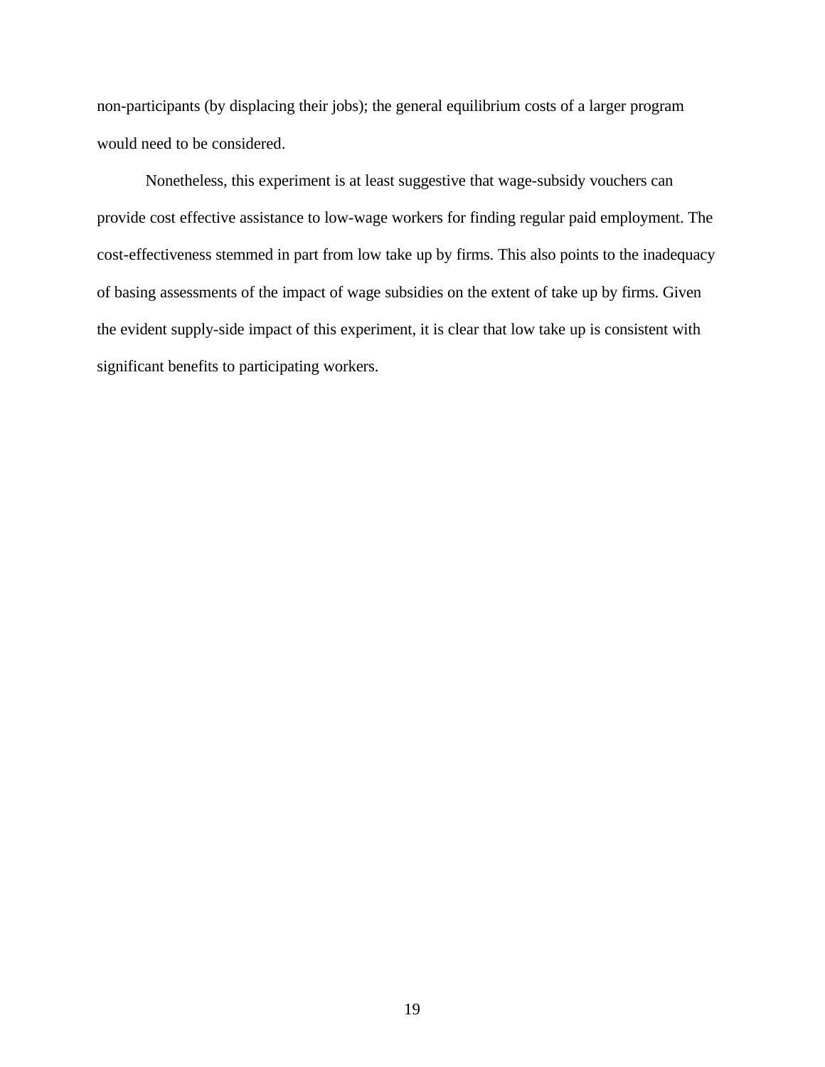non-participants (by displacing their jobs); the general equilibrium costs of a larger program would need to be considered.

Nonetheless, this experiment is at least suggestive that wage-subsidy vouchers can provide cost effective assistance to low-wage workers for finding regular paid employment. The cost-effectiveness stemmed in part from low take up by firms. This also points to the inadequacy of basing assessments of the impact of wage subsidies on the extent of take up by firms. Given the evident supply-side impact of this experiment, it is clear that low take up is consistent with significant benefits to participating workers.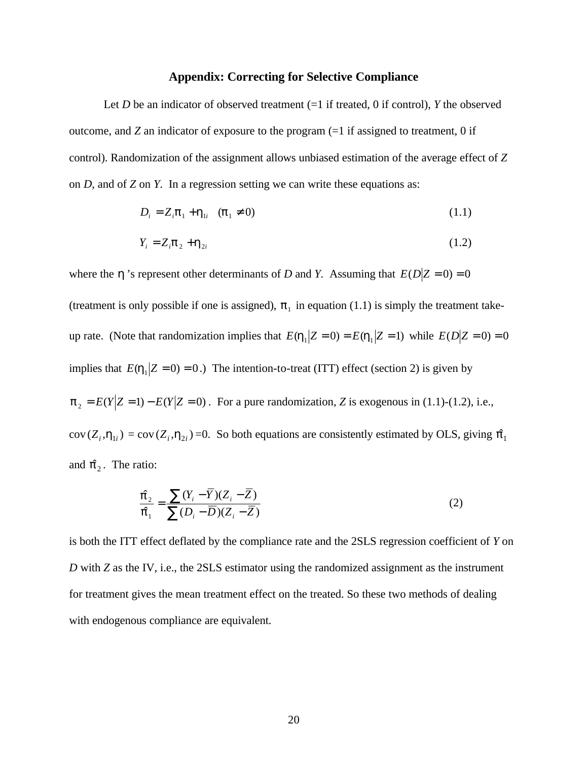## Appendix: Correcting for Selective Compliance

Let *D* be an indicator of observed treatment (=1 if treated, 0 if control), *Y* the observed outcome, and *Z* an indicator of exposure to the program (=1 if assigned to treatment, 0 if control). Randomization of the assignment allows unbiased estimation of the average effect of *Z* on *D*, and of *Z* on *Y*. In a regression setting we can write these equations as:

$$D_i = Z_i \pi_1 + \eta_{1i} \quad (\pi_1 \neq 0) \tag{1.1}$$

$$Y_i = Z_i \pi_2 + \eta_{2i} \tag{1.2}$$

where the $\eta$ 's represent other determinants of *D* and *Y*. Assuming that $E(D|Z=0)=0$ (treatment is only possible if one is assigned), $\pi_1$ in equation (1.1) is simply the treatment take-up rate. (Note that randomization implies that $E(\eta_1|Z=0)=E(\eta_1|Z=1)$ while $E(D|Z=0)=0$ implies that $E(\eta_1|Z=0)=0$.) The intention-to-treat (ITT) effect (section 2) is given by $\pi_2 = E(Y|Z=1)-E(Y|Z=0)$. For a pure randomization, *Z* is exogenous in (1.1)-(1.2), i.e., $\text{cov}(Z_i,\eta_{1i}) = \text{cov}(Z_i,\eta_{2i}) = 0$. So both equations are consistently estimated by OLS, giving $\hat{\pi}_1$ and $\hat{\pi}_2$. The ratio:

$$\frac{\hat{\pi}_2}{\hat{\pi}_1} = \frac{\sum (Y_i - \bar{Y})(Z_i - \bar{Z})}{\sum (D_i - \bar{D})(Z_i - \bar{Z})} \tag{2}$$

is both the ITT effect deflated by the compliance rate and the 2SLS regression coefficient of *Y* on *D* with *Z* as the IV, i.e., the 2SLS estimator using the randomized assignment as the instrument for treatment gives the mean treatment effect on the treated. So these two methods of dealing with endogenous compliance are equivalent.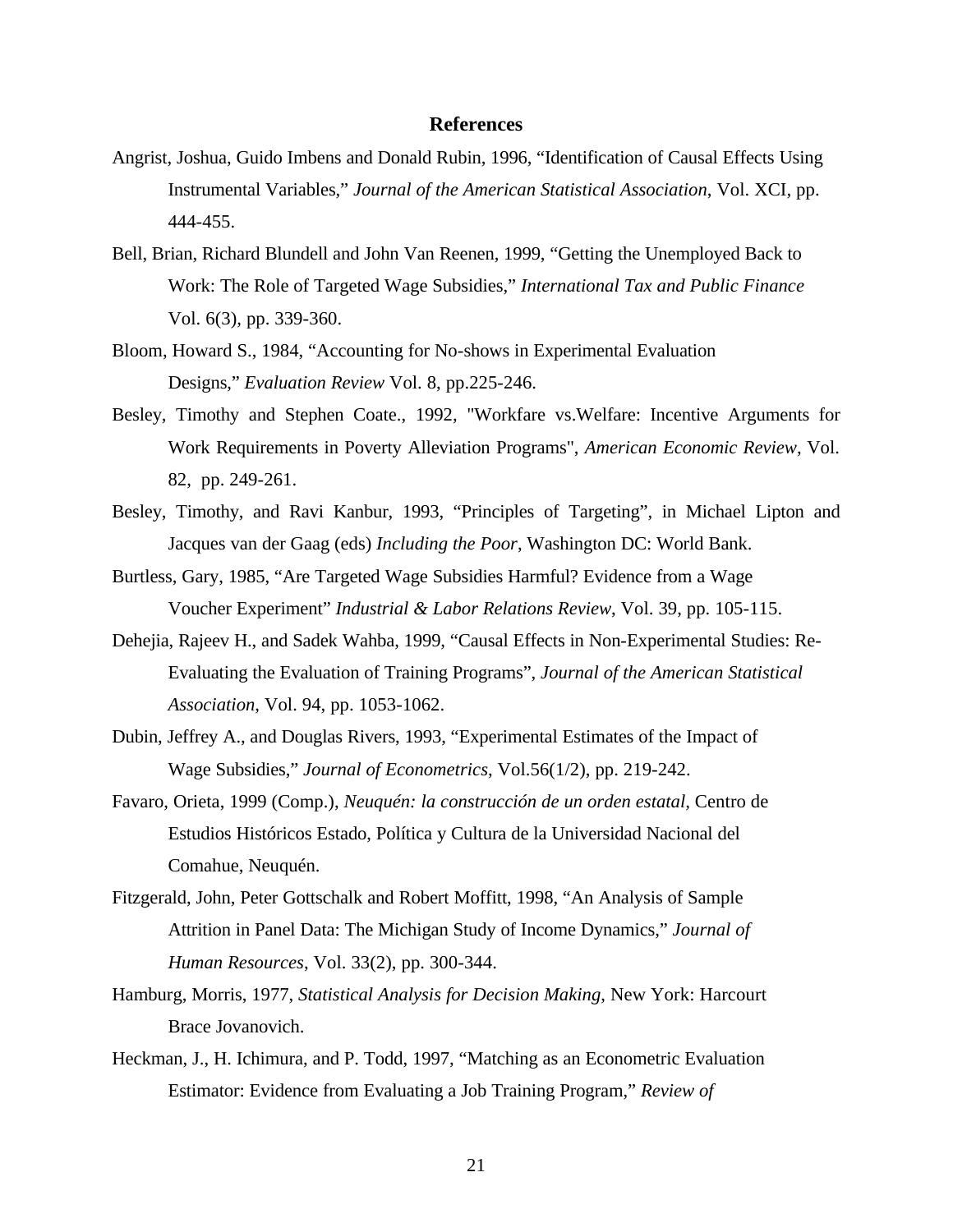## References

Angrist, Joshua, Guido Imbens and Donald Rubin, 1996, "Identification of Causal Effects Using Instrumental Variables," *Journal of the American Statistical Association*, Vol. XCI, pp. 444-455.

Bell, Brian, Richard Blundell and John Van Reenen, 1999, "Getting the Unemployed Back to Work: The Role of Targeted Wage Subsidies," *International Tax and Public Finance* Vol. 6(3), pp. 339-360.

Bloom, Howard S., 1984, "Accounting for No-shows in Experimental Evaluation Designs," *Evaluation Review* Vol. 8, pp.225-246.

Besley, Timothy and Stephen Coate., 1992, "Workfare vs.Welfare: Incentive Arguments for Work Requirements in Poverty Alleviation Programs", *American Economic Review*, Vol. 82, pp. 249-261.

Besley, Timothy, and Ravi Kanbur, 1993, "Principles of Targeting", in Michael Lipton and Jacques van der Gaag (eds) *Including the Poor*, Washington DC: World Bank.

Burtless, Gary, 1985, "Are Targeted Wage Subsidies Harmful? Evidence from a Wage Voucher Experiment" *Industrial & Labor Relations Review*, Vol. 39, pp. 105-115.

Dehejia, Rajeev H., and Sadek Wahba, 1999, "Causal Effects in Non-Experimental Studies: Re-Evaluating the Evaluation of Training Programs", *Journal of the American Statistical Association*, Vol. 94, pp. 1053-1062.

Dubin, Jeffrey A., and Douglas Rivers, 1993, "Experimental Estimates of the Impact of Wage Subsidies," *Journal of Econometrics*, Vol.56(1/2), pp. 219-242.

Favaro, Orieta, 1999 (Comp.), *Neuquén: la construcción de un orden estatal*, Centro de Estudios Históricos Estado, Política y Cultura de la Universidad Nacional del Comahue, Neuquén.

Fitzgerald, John, Peter Gottschalk and Robert Moffitt, 1998, "An Analysis of Sample Attrition in Panel Data: The Michigan Study of Income Dynamics," *Journal of Human Resources*, Vol. 33(2), pp. 300-344.

Hamburg, Morris, 1977, *Statistical Analysis for Decision Making*, New York: Harcourt Brace Jovanovich.

Heckman, J., H. Ichimura, and P. Todd, 1997, "Matching as an Econometric Evaluation Estimator: Evidence from Evaluating a Job Training Program," *Review of*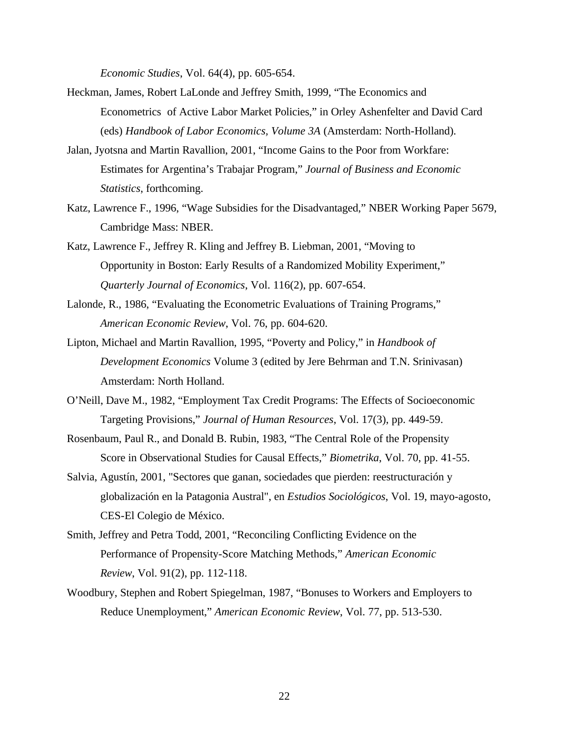*Economic Studies*, Vol. 64(4), pp. 605-654.

Heckman, James, Robert LaLonde and Jeffrey Smith, 1999, “The Economics and Econometrics of Active Labor Market Policies,” in Orley Ashenfelter and David Card (eds) *Handbook of Labor Economics, Volume 3A* (Amsterdam: North-Holland).

Jalan, Jyotsna and Martin Ravallion, 2001, “Income Gains to the Poor from Workfare: Estimates for Argentina’s Trabajar Program,” *Journal of Business and Economic Statistics*, forthcoming.

Katz, Lawrence F., 1996, “Wage Subsidies for the Disadvantaged,” NBER Working Paper 5679, Cambridge Mass: NBER.

Katz, Lawrence F., Jeffrey R. Kling and Jeffrey B. Liebman, 2001, “Moving to Opportunity in Boston: Early Results of a Randomized Mobility Experiment,” *Quarterly Journal of Economics*, Vol. 116(2), pp. 607-654.

Lalonde, R., 1986, “Evaluating the Econometric Evaluations of Training Programs,” *American Economic Review*, Vol. 76, pp. 604-620.

Lipton, Michael and Martin Ravallion, 1995, “Poverty and Policy,” in *Handbook of Development Economics* Volume 3 (edited by Jere Behrman and T.N. Srinivasan) Amsterdam: North Holland.

O’Neill, Dave M., 1982, “Employment Tax Credit Programs: The Effects of Socioeconomic Targeting Provisions,” *Journal of Human Resources*, Vol. 17(3), pp. 449-59.

Rosenbaum, Paul R., and Donald B. Rubin, 1983, “The Central Role of the Propensity Score in Observational Studies for Causal Effects,” *Biometrika*, Vol. 70, pp. 41-55.

Salvia, Agustín, 2001, "Sectores que ganan, sociedades que pierden: reestructuración y globalización en la Patagonia Austral", en *Estudios Sociológicos*, Vol. 19, mayo-agosto, CES-El Colegio de México.

Smith, Jeffrey and Petra Todd, 2001, “Reconciling Conflicting Evidence on the Performance of Propensity-Score Matching Methods,” *American Economic Review*, Vol. 91(2), pp. 112-118.

Woodbury, Stephen and Robert Spiegelman, 1987, “Bonuses to Workers and Employers to Reduce Unemployment,” *American Economic Review*, Vol. 77, pp. 513-530.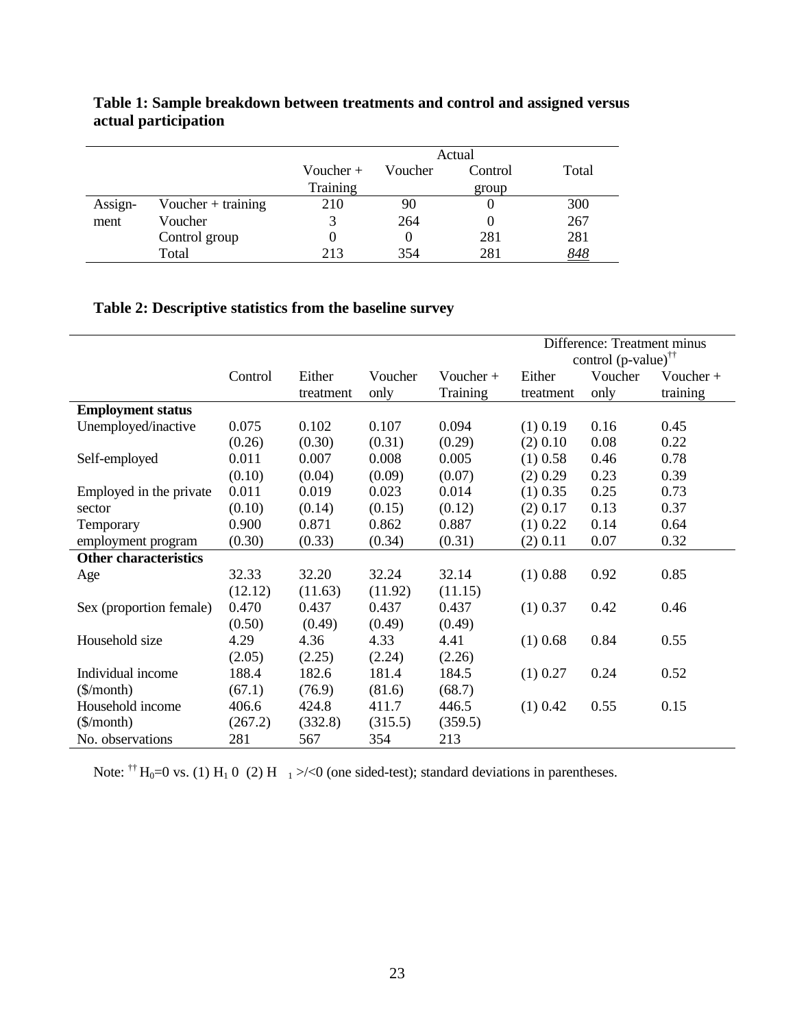**Table 1: Sample breakdown between treatments and control and assigned versus actual participation**

| | | Actual | | | |
|---|---|---|---|---|---|
| | | Voucher + Training | Voucher | Control group | Total |
| Assign-ment | Voucher + training | 210 | 90 | 0 | 300 |
| | Voucher | 3 | 264 | 0 | 267 |
| | Control group | 0 | 0 | 281 | 281 |
| | Total | 213 | 354 | 281 | *848* |

**Table 2: Descriptive statistics from the baseline survey**

| | Control | Either treatment | Voucher only | Voucher + Training | Difference: Treatment minus control (p-value)[††] Either treatment | Voucher only | Voucher + training |
|---|---|---|---|---|---|---|---|
| **Employment status** | | | | | | | |
| Unemployed/inactive | 0.075 | 0.102 | 0.107 | 0.094 | (1) 0.19 | 0.16 | 0.45 |
| | (0.26) | (0.30) | (0.31) | (0.29) | (2) 0.10 | 0.08 | 0.22 |
| Self-employed | 0.011 | 0.007 | 0.008 | 0.005 | (1) 0.58 | 0.46 | 0.78 |
| | (0.10) | (0.04) | (0.09) | (0.07) | (2) 0.29 | 0.23 | 0.39 |
| Employed in the private sector | 0.011 | 0.019 | 0.023 | 0.014 | (1) 0.35 | 0.25 | 0.73 |
| | (0.10) | (0.14) | (0.15) | (0.12) | (2) 0.17 | 0.13 | 0.37 |
| Temporary employment program | 0.900 | 0.871 | 0.862 | 0.887 | (1) 0.22 | 0.14 | 0.64 |
| | (0.30) | (0.33) | (0.34) | (0.31) | (2) 0.11 | 0.07 | 0.32 |
| **Other characteristics** | | | | | | | |
| Age | 32.33 | 32.20 | 32.24 | 32.14 | (1) 0.88 | 0.92 | 0.85 |
| | (12.12) | (11.63) | (11.92) | (11.15) | | | |
| Sex (proportion female) | 0.470 | 0.437 | 0.437 | 0.437 | (1) 0.37 | 0.42 | 0.46 |
| | (0.50) | (0.49) | (0.49) | (0.49) | | | |
| Household size | 4.29 | 4.36 | 4.33 | 4.41 | (1) 0.68 | 0.84 | 0.55 |
| | (2.05) | (2.25) | (2.24) | (2.26) | | | |
| Individual income ($/month) | 188.4 | 182.6 | 181.4 | 184.5 | (1) 0.27 | 0.24 | 0.52 |
| | (67.1) | (76.9) | (81.6) | (68.7) | | | |
| Household income ($/month) | 406.6 | 424.8 | 411.7 | 446.5 | (1) 0.42 | 0.55 | 0.15 |
| | (267.2) | (332.8) | (315.5) | (359.5) | | | |
| No. observations | 281 | 567 | 354 | 213 | | | |

Note: [††] $H_0$=0 vs. (1) $H_1$ 0 (2) $H_1$ >/<0 (one sided-test); standard deviations in parentheses.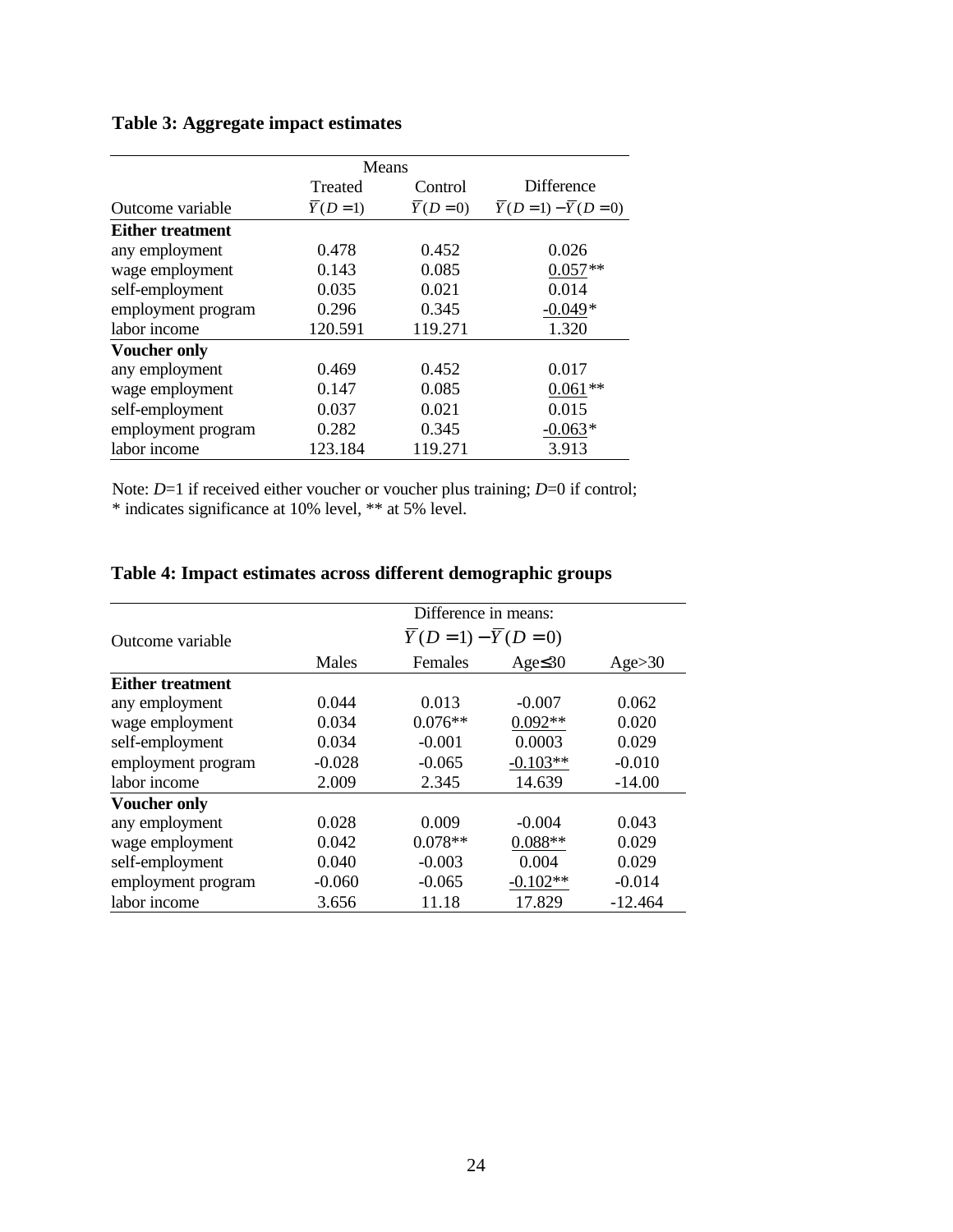**Table 3: Aggregate impact estimates**

| | Means | | |
|---|---|---|---|
| | Treated | Control | Difference |
| Outcome variable | $\overline{Y}(D=1)$ | $\overline{Y}(D=0)$ | $\overline{Y}(D=1)-\overline{Y}(D=0)$ |
| **Either treatment** | | | |
| any employment | 0.478 | 0.452 | 0.026 |
| wage employment | 0.143 | 0.085 | 0.057** |
| self-employment | 0.035 | 0.021 | 0.014 |
| employment program | 0.296 | 0.345 | -0.049* |
| labor income | 120.591 | 119.271 | 1.320 |
| **Voucher only** | | | |
| any employment | 0.469 | 0.452 | 0.017 |
| wage employment | 0.147 | 0.085 | 0.061** |
| self-employment | 0.037 | 0.021 | 0.015 |
| employment program | 0.282 | 0.345 | -0.063* |
| labor income | 123.184 | 119.271 | 3.913 |

Note: *D*=1 if received either voucher or voucher plus training; *D*=0 if control; * indicates significance at 10% level, ** at 5% level.

**Table 4: Impact estimates across different demographic groups**

| Outcome variable | Difference in means: $\overline{Y}(D=1)-\overline{Y}(D=0)$ | | | |
|---|---|---|---|---|
| | Males | Females | Age≤30 | Age>30 |
| **Either treatment** | | | | |
| any employment | 0.044 | 0.013 | -0.007 | 0.062 |
| wage employment | 0.034 | 0.076** | 0.092** | 0.020 |
| self-employment | 0.034 | -0.001 | 0.0003 | 0.029 |
| employment program | -0.028 | -0.065 | -0.103** | -0.010 |
| labor income | 2.009 | 2.345 | 14.639 | -14.00 |
| **Voucher only** | | | | |
| any employment | 0.028 | 0.009 | -0.004 | 0.043 |
| wage employment | 0.042 | 0.078** | 0.088** | 0.029 |
| self-employment | 0.040 | -0.003 | 0.004 | 0.029 |
| employment program | -0.060 | -0.065 | -0.102** | -0.014 |
| labor income | 3.656 | 11.18 | 17.829 | -12.464 |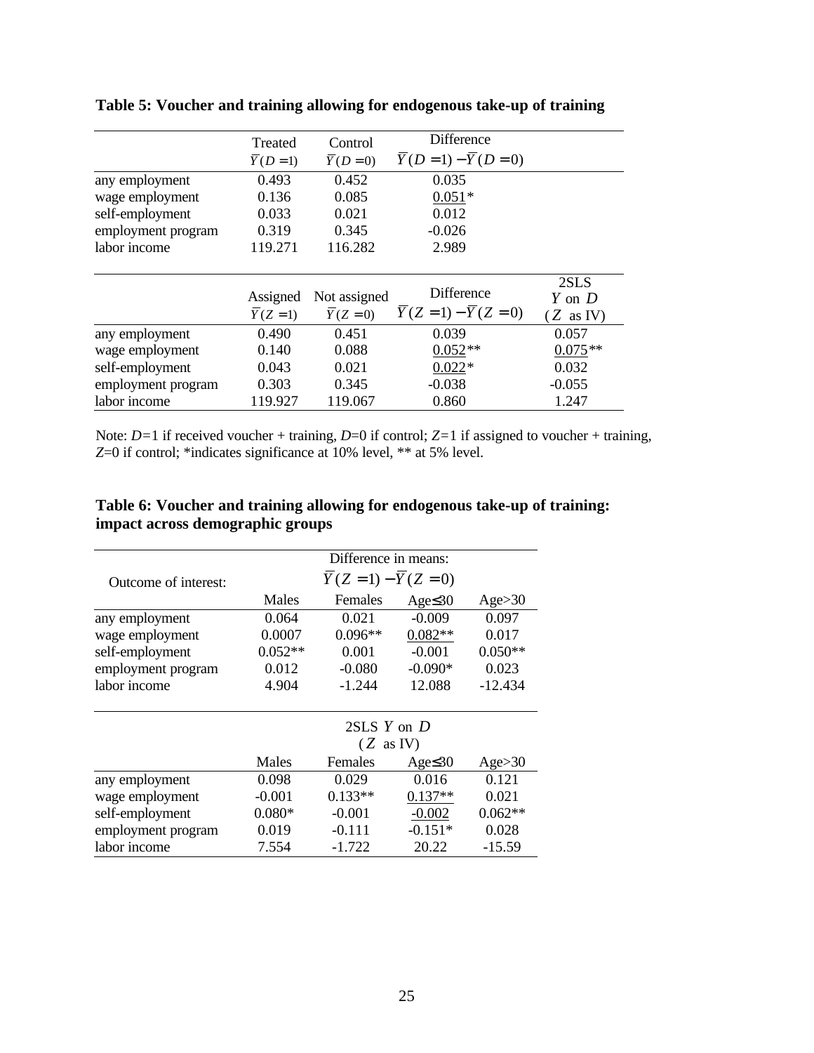**Table 5: Voucher and training allowing for endogenous take-up of training**

| | Treated $\bar{Y}(D=1)$ | Control $\bar{Y}(D=0)$ | Difference $\bar{Y}(D=1)-\bar{Y}(D=0)$ | |
|---|---|---|---|---|
| any employment | 0.493 | 0.452 | 0.035 | |
| wage employment | 0.136 | 0.085 | <u>0.051</u>* | |
| self-employment | 0.033 | 0.021 | 0.012 | |
| employment program | 0.319 | 0.345 | -0.026 | |
| labor income | 119.271 | 116.282 | 2.989 | |
| | **Assigned** $\bar{Y}(Z=1)$ | **Not assigned** $\bar{Y}(Z=0)$ | **Difference** $\bar{Y}(Z=1)-\bar{Y}(Z=0)$ | **2SLS** $Y$ on $D$ ($Z$ as IV) |
| any employment | 0.490 | 0.451 | 0.039 | 0.057 |
| wage employment | 0.140 | 0.088 | <u>0.052</u>** | <u>0.075</u>** |
| self-employment | 0.043 | 0.021 | <u>0.022</u>* | 0.032 |
| employment program | 0.303 | 0.345 | -0.038 | -0.055 |
| labor income | 119.927 | 119.067 | 0.860 | 1.247 |

Note: $D$=1 if received voucher + training, $D$=0 if control; $Z$=1 if assigned to voucher + training, $Z$=0 if control; *indicates significance at 10% level, ** at 5% level.

**Table 6: Voucher and training allowing for endogenous take-up of training: impact across demographic groups**

| Outcome of interest: | Difference in means: $\bar{Y}(Z=1)-\bar{Y}(Z=0)$ | | | |
|---|---|---|---|---|
| | Males | Females | Age≤30 | Age>30 |
| any employment | 0.064 | 0.021 | -0.009 | 0.097 |
| wage employment | 0.0007 | 0.096** | <u>0.082</u>** | 0.017 |
| self-employment | 0.052** | 0.001 | -0.001 | 0.050** |
| employment program | 0.012 | -0.080 | -0.090* | 0.023 |
| labor income | 4.904 | -1.244 | 12.088 | -12.434 |
| | **2SLS $Y$ on $D$ ($Z$ as IV)** | | | |
| | Males | Females | Age≤30 | Age>30 |
| any employment | 0.098 | 0.029 | 0.016 | 0.121 |
| wage employment | -0.001 | 0.133** | <u>0.137</u>** | 0.021 |
| self-employment | 0.080* | -0.001 | <u>-0.002</u> | 0.062** |
| employment program | 0.019 | -0.111 | -0.151* | 0.028 |
| labor income | 7.554 | -1.722 | 20.22 | -15.59 |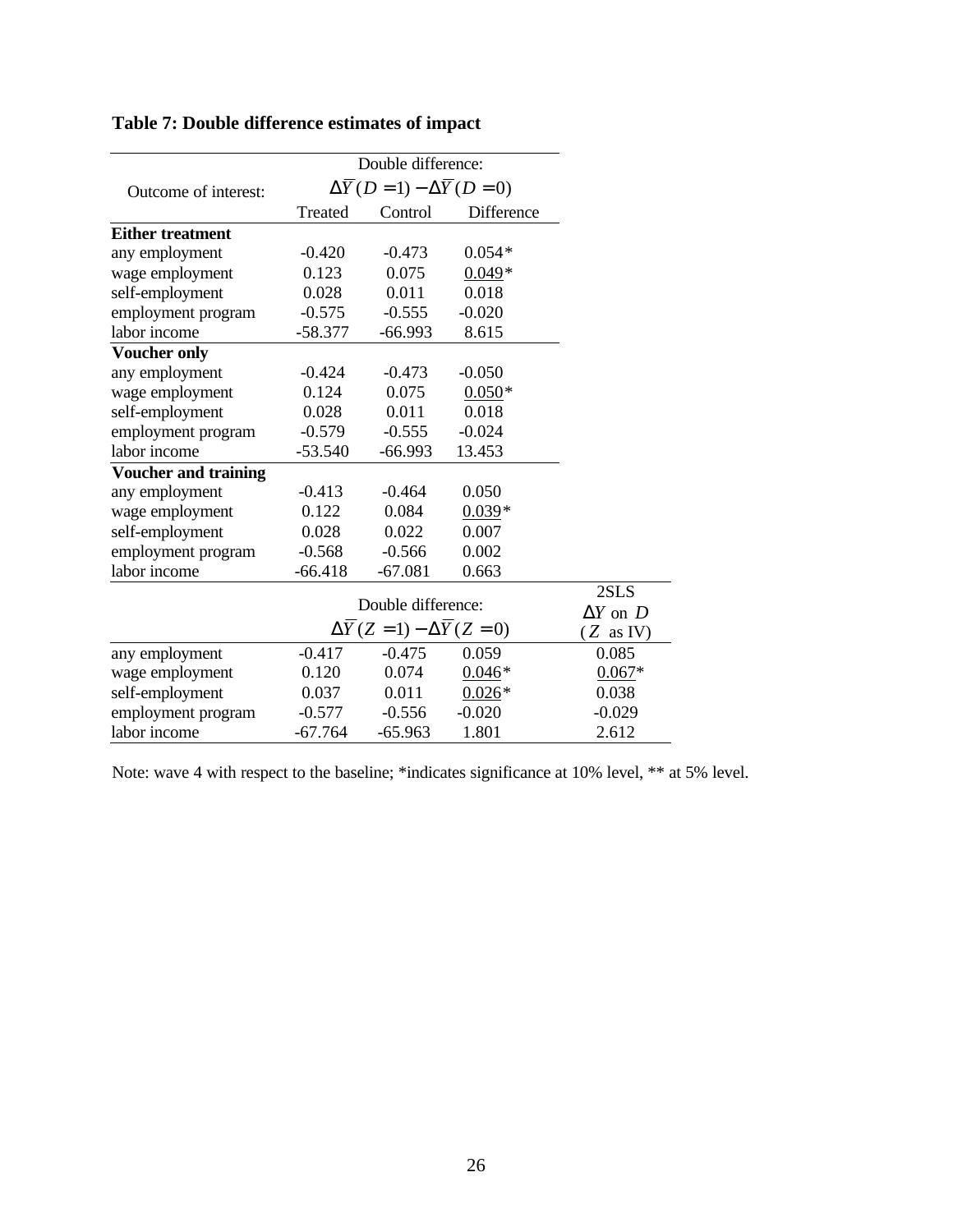**Table 7: Double difference estimates of impact**

| Outcome of interest: | Double difference: $\Delta\bar{Y}(D=1)-\Delta\bar{Y}(D=0)$ | | | |
|---|---|---|---|---|
| | Treated | Control | Difference | |
| **Either treatment** | | | | |
| any employment | -0.420 | -0.473 | 0.054* | |
| wage employment | 0.123 | 0.075 | <u>0.049</u>* | |
| self-employment | 0.028 | 0.011 | 0.018 | |
| employment program | -0.575 | -0.555 | -0.020 | |
| labor income | -58.377 | -66.993 | 8.615 | |
| **Voucher only** | | | | |
| any employment | -0.424 | -0.473 | -0.050 | |
| wage employment | 0.124 | 0.075 | <u>0.050</u>* | |
| self-employment | 0.028 | 0.011 | 0.018 | |
| employment program | -0.579 | -0.555 | -0.024 | |
| labor income | -53.540 | -66.993 | 13.453 | |
| **Voucher and training** | | | | |
| any employment | -0.413 | -0.464 | 0.050 | |
| wage employment | 0.122 | 0.084 | <u>0.039</u>* | |
| self-employment | 0.028 | 0.022 | 0.007 | |
| employment program | -0.568 | -0.566 | 0.002 | |
| labor income | -66.418 | -67.081 | 0.663 | |
| | Double difference: $\Delta\bar{Y}(Z=1)-\Delta\bar{Y}(Z=0)$ | | | 2SLS $\Delta Y$ on $D$ ($Z$ as IV) |
| any employment | -0.417 | -0.475 | 0.059 | 0.085 |
| wage employment | 0.120 | 0.074 | <u>0.046</u>* | <u>0.067</u>* |
| self-employment | 0.037 | 0.011 | <u>0.026</u>* | 0.038 |
| employment program | -0.577 | -0.556 | -0.020 | -0.029 |
| labor income | -67.764 | -65.963 | 1.801 | 2.612 |

Note: wave 4 with respect to the baseline; *indicates significance at 10% level, ** at 5% level.